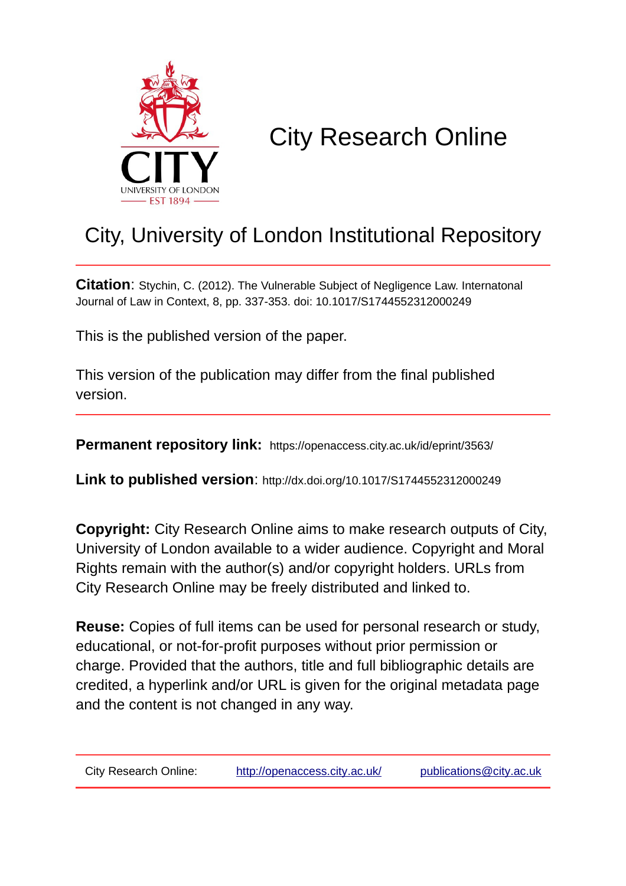# City Research Online

## City, University of London Institutional Repository

**Citation**: Stychin, C. (2012). The Vulnerable Subject of Negligence Law. Internatonal Journal of Law in Context, 8, pp. 337-353. doi: 10.1017/S1744552312000249

This is the published version of the paper.

This version of the publication may differ from the final published version.

**Permanent repository link:** https://openaccess.city.ac.uk/id/eprint/3563/

**Link to published version**: http://dx.doi.org/10.1017/S1744552312000249

**Copyright:** City Research Online aims to make research outputs of City, University of London available to a wider audience. Copyright and Moral Rights remain with the author(s) and/or copyright holders. URLs from City Research Online may be freely distributed and linked to.

**Reuse:** Copies of full items can be used for personal research or study, educational, or not-for-profit purposes without prior permission or charge. Provided that the authors, title and full bibliographic details are credited, a hyperlink and/or URL is given for the original metadata page and the content is not changed in any way.

City Research Online: http://openaccess.city.ac.uk/ publications@city.ac.uk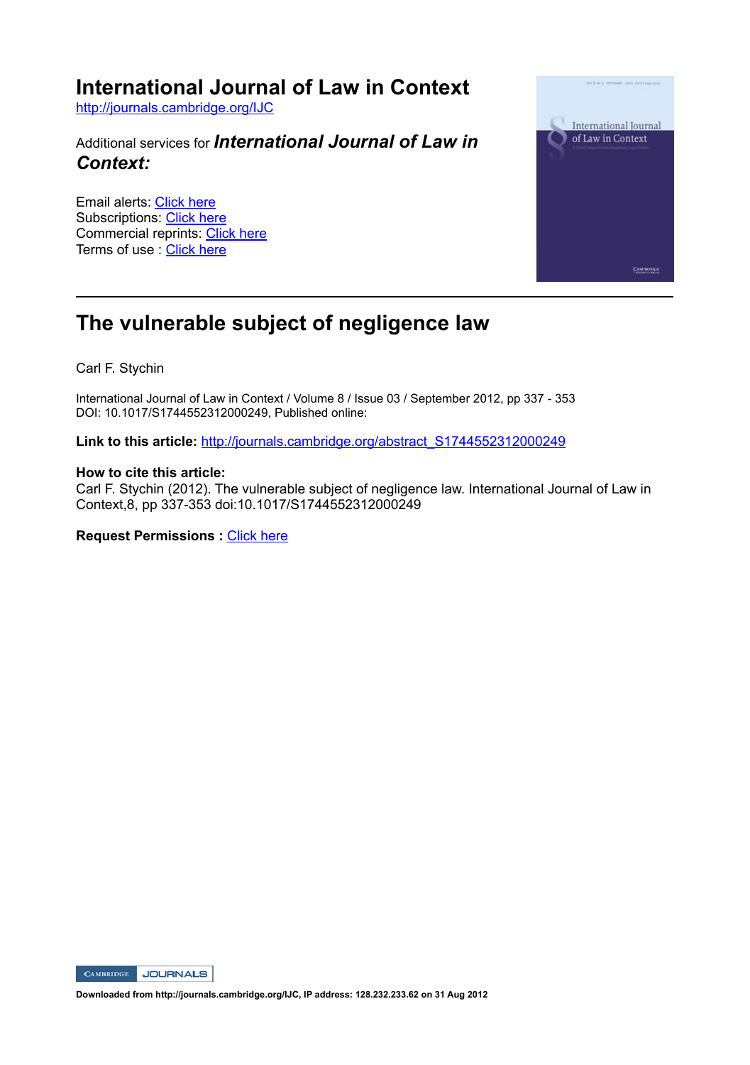# International Journal of Law in Context

http://journals.cambridge.org/IJC

Additional services for ***International Journal of Law in Context:***

Email alerts: Click here
Subscriptions: Click here
Commercial reprints: Click here
Terms of use : Click here

---

# The vulnerable subject of negligence law

Carl F. Stychin

International Journal of Law in Context / Volume 8 / Issue 03 / September 2012, pp 337 - 353
DOI: 10.1017/S1744552312000249, Published online:

**Link to this article:** http://journals.cambridge.org/abstract_S1744552312000249

**How to cite this article:**
Carl F. Stychin (2012). The vulnerable subject of negligence law. International Journal of Law in Context,8, pp 337-353 doi:10.1017/S1744552312000249

**Request Permissions :** Click here

**Downloaded from http://journals.cambridge.org/IJC, IP address: 128.232.233.62 on 31 Aug 2012**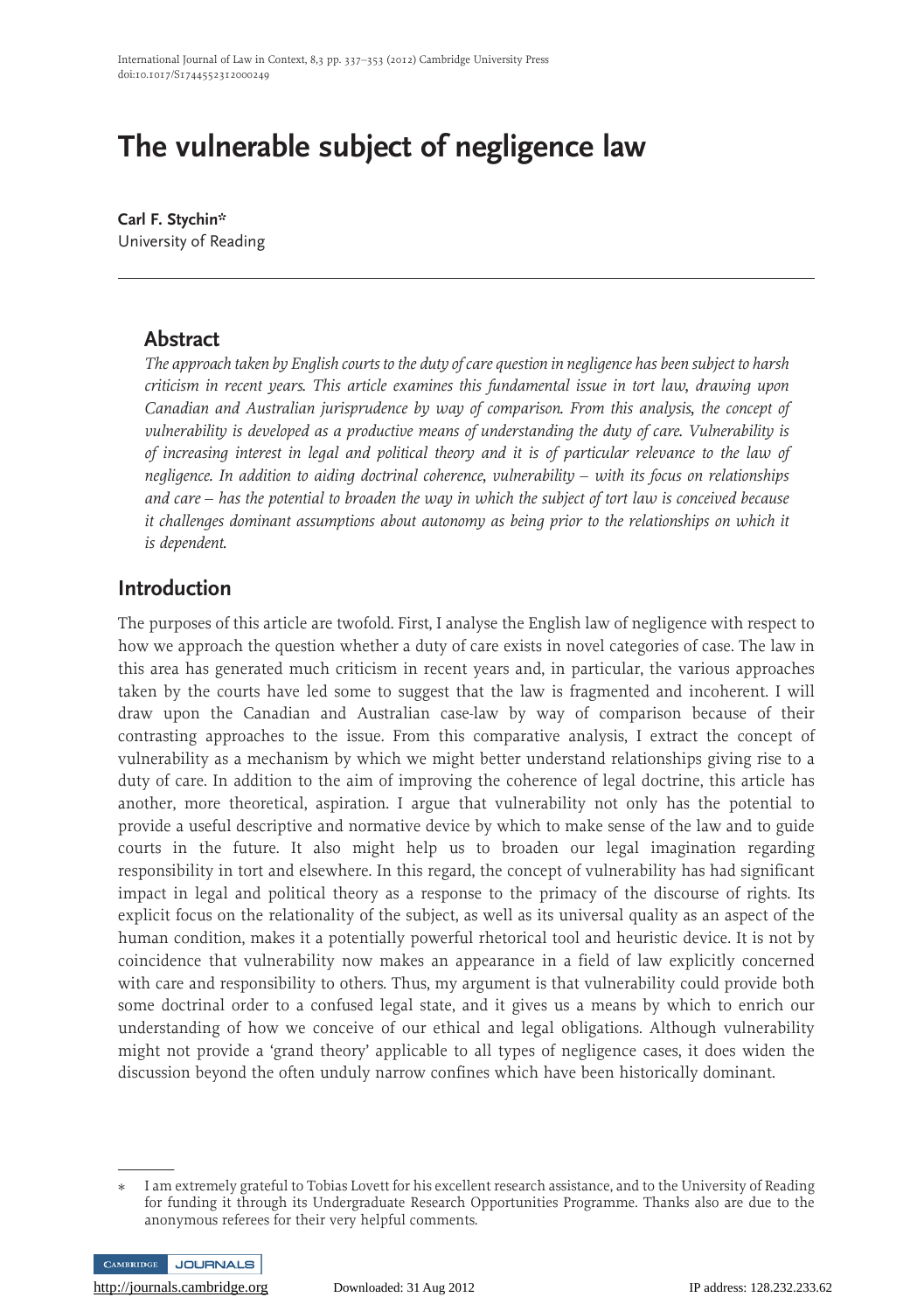# The vulnerable subject of negligence law

**Carl F. Stychin***
University of Reading

## Abstract

*The approach taken by English courts to the duty of care question in negligence has been subject to harsh criticism in recent years. This article examines this fundamental issue in tort law, drawing upon Canadian and Australian jurisprudence by way of comparison. From this analysis, the concept of vulnerability is developed as a productive means of understanding the duty of care. Vulnerability is of increasing interest in legal and political theory and it is of particular relevance to the law of negligence. In addition to aiding doctrinal coherence, vulnerability – with its focus on relationships and care – has the potential to broaden the way in which the subject of tort law is conceived because it challenges dominant assumptions about autonomy as being prior to the relationships on which it is dependent.*

## Introduction

The purposes of this article are twofold. First, I analyse the English law of negligence with respect to how we approach the question whether a duty of care exists in novel categories of case. The law in this area has generated much criticism in recent years and, in particular, the various approaches taken by the courts have led some to suggest that the law is fragmented and incoherent. I will draw upon the Canadian and Australian case-law by way of comparison because of their contrasting approaches to the issue. From this comparative analysis, I extract the concept of vulnerability as a mechanism by which we might better understand relationships giving rise to a duty of care. In addition to the aim of improving the coherence of legal doctrine, this article has another, more theoretical, aspiration. I argue that vulnerability not only has the potential to provide a useful descriptive and normative device by which to make sense of the law and to guide courts in the future. It also might help us to broaden our legal imagination regarding responsibility in tort and elsewhere. In this regard, the concept of vulnerability has had significant impact in legal and political theory as a response to the primacy of the discourse of rights. Its explicit focus on the relationality of the subject, as well as its universal quality as an aspect of the human condition, makes it a potentially powerful rhetorical tool and heuristic device. It is not by coincidence that vulnerability now makes an appearance in a field of law explicitly concerned with care and responsibility to others. Thus, my argument is that vulnerability could provide both some doctrinal order to a confused legal state, and it gives us a means by which to enrich our understanding of how we conceive of our ethical and legal obligations. Although vulnerability might not provide a 'grand theory' applicable to all types of negligence cases, it does widen the discussion beyond the often unduly narrow confines which have been historically dominant.

---

\* I am extremely grateful to Tobias Lovett for his excellent research assistance, and to the University of Reading for funding it through its Undergraduate Research Opportunities Programme. Thanks also are due to the anonymous referees for their very helpful comments.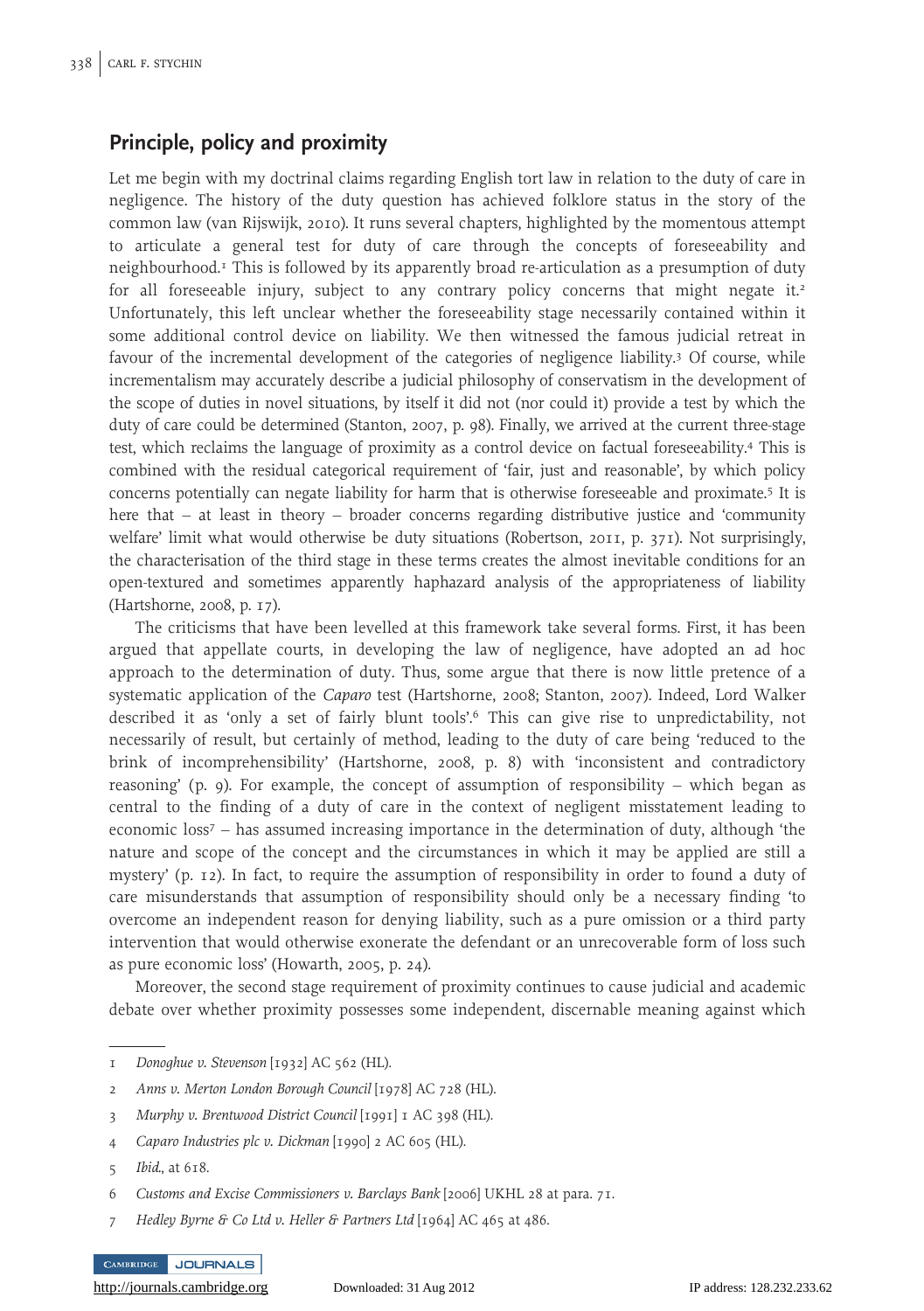## Principle, policy and proximity

Let me begin with my doctrinal claims regarding English tort law in relation to the duty of care in negligence. The history of the duty question has achieved folklore status in the story of the common law (van Rijswijk, 2010). It runs several chapters, highlighted by the momentous attempt to articulate a general test for duty of care through the concepts of foreseeability and neighbourhood.[1] This is followed by its apparently broad re-articulation as a presumption of duty for all foreseeable injury, subject to any contrary policy concerns that might negate it.[2] Unfortunately, this left unclear whether the foreseeability stage necessarily contained within it some additional control device on liability. We then witnessed the famous judicial retreat in favour of the incremental development of the categories of negligence liability.[3] Of course, while incrementalism may accurately describe a judicial philosophy of conservatism in the development of the scope of duties in novel situations, by itself it did not (nor could it) provide a test by which the duty of care could be determined (Stanton, 2007, p. 98). Finally, we arrived at the current three-stage test, which reclaims the language of proximity as a control device on factual foreseeability.[4] This is combined with the residual categorical requirement of 'fair, just and reasonable', by which policy concerns potentially can negate liability for harm that is otherwise foreseeable and proximate.[5] It is here that – at least in theory – broader concerns regarding distributive justice and 'community welfare' limit what would otherwise be duty situations (Robertson, 2011, p. 371). Not surprisingly, the characterisation of the third stage in these terms creates the almost inevitable conditions for an open-textured and sometimes apparently haphazard analysis of the appropriateness of liability (Hartshorne, 2008, p. 17).

The criticisms that have been levelled at this framework take several forms. First, it has been argued that appellate courts, in developing the law of negligence, have adopted an ad hoc approach to the determination of duty. Thus, some argue that there is now little pretence of a systematic application of the *Caparo* test (Hartshorne, 2008; Stanton, 2007). Indeed, Lord Walker described it as 'only a set of fairly blunt tools'.[6] This can give rise to unpredictability, not necessarily of result, but certainly of method, leading to the duty of care being 'reduced to the brink of incomprehensibility' (Hartshorne, 2008, p. 8) with 'inconsistent and contradictory reasoning' (p. 9). For example, the concept of assumption of responsibility – which began as central to the finding of a duty of care in the context of negligent misstatement leading to economic loss[7] – has assumed increasing importance in the determination of duty, although 'the nature and scope of the concept and the circumstances in which it may be applied are still a mystery' (p. 12). In fact, to require the assumption of responsibility in order to found a duty of care misunderstands that assumption of responsibility should only be a necessary finding 'to overcome an independent reason for denying liability, such as a pure omission or a third party intervention that would otherwise exonerate the defendant or an unrecoverable form of loss such as pure economic loss' (Howarth, 2005, p. 24).

Moreover, the second stage requirement of proximity continues to cause judicial and academic debate over whether proximity possesses some independent, discernable meaning against which

---

1 *Donoghue v. Stevenson* [1932] AC 562 (HL).

2 *Anns v. Merton London Borough Council* [1978] AC 728 (HL).

3 *Murphy v. Brentwood District Council* [1991] 1 AC 398 (HL).

4 *Caparo Industries plc v. Dickman* [1990] 2 AC 605 (HL).

5 *Ibid.*, at 618.

6 *Customs and Excise Commissioners v. Barclays Bank* [2006] UKHL 28 at para. 71.

7 *Hedley Byrne & Co Ltd v. Heller & Partners Ltd* [1964] AC 465 at 486.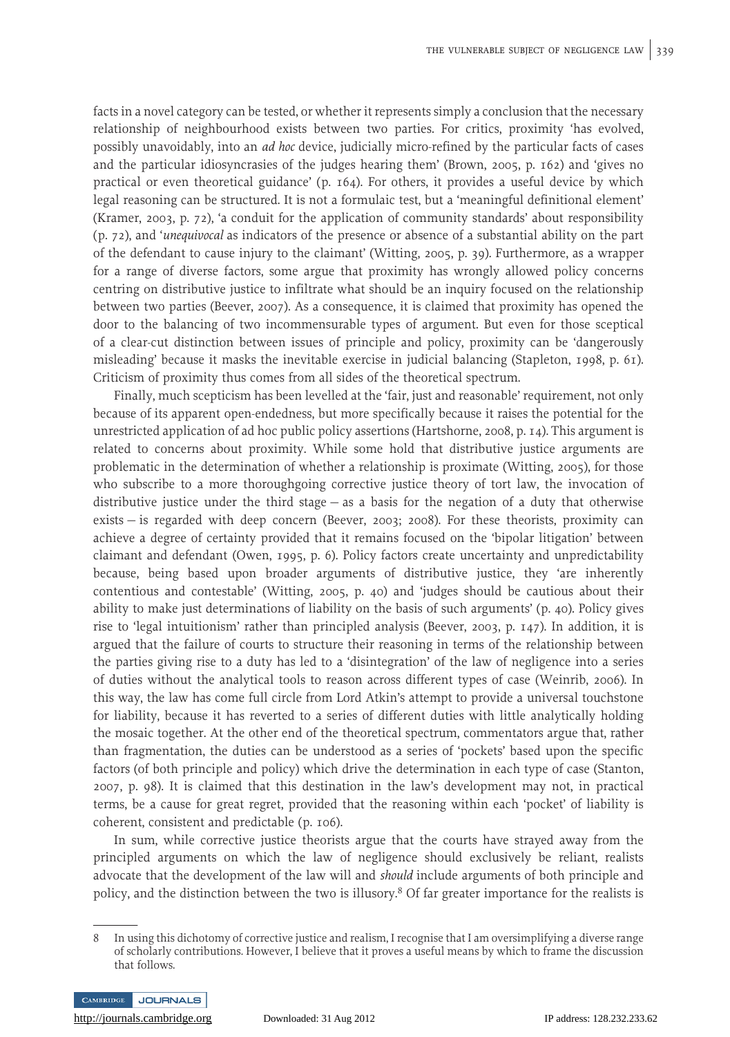facts in a novel category can be tested, or whether it represents simply a conclusion that the necessary relationship of neighbourhood exists between two parties. For critics, proximity 'has evolved, possibly unavoidably, into an *ad hoc* device, judicially micro-refined by the particular facts of cases and the particular idiosyncrasies of the judges hearing them' (Brown, 2005, p. 162) and 'gives no practical or even theoretical guidance' (p. 164). For others, it provides a useful device by which legal reasoning can be structured. It is not a formulaic test, but a 'meaningful definitional element' (Kramer, 2003, p. 72), 'a conduit for the application of community standards' about responsibility (p. 72), and '*unequivocal* as indicators of the presence or absence of a substantial ability on the part of the defendant to cause injury to the claimant' (Witting, 2005, p. 39). Furthermore, as a wrapper for a range of diverse factors, some argue that proximity has wrongly allowed policy concerns centring on distributive justice to infiltrate what should be an inquiry focused on the relationship between two parties (Beever, 2007). As a consequence, it is claimed that proximity has opened the door to the balancing of two incommensurable types of argument. But even for those sceptical of a clear-cut distinction between issues of principle and policy, proximity can be 'dangerously misleading' because it masks the inevitable exercise in judicial balancing (Stapleton, 1998, p. 61). Criticism of proximity thus comes from all sides of the theoretical spectrum.

Finally, much scepticism has been levelled at the 'fair, just and reasonable' requirement, not only because of its apparent open-endedness, but more specifically because it raises the potential for the unrestricted application of ad hoc public policy assertions (Hartshorne, 2008, p. 14). This argument is related to concerns about proximity. While some hold that distributive justice arguments are problematic in the determination of whether a relationship is proximate (Witting, 2005), for those who subscribe to a more thoroughgoing corrective justice theory of tort law, the invocation of distributive justice under the third stage – as a basis for the negation of a duty that otherwise exists – is regarded with deep concern (Beever, 2003; 2008). For these theorists, proximity can achieve a degree of certainty provided that it remains focused on the 'bipolar litigation' between claimant and defendant (Owen, 1995, p. 6). Policy factors create uncertainty and unpredictability because, being based upon broader arguments of distributive justice, they 'are inherently contentious and contestable' (Witting, 2005, p. 40) and 'judges should be cautious about their ability to make just determinations of liability on the basis of such arguments' (p. 40). Policy gives rise to 'legal intuitionism' rather than principled analysis (Beever, 2003, p. 147). In addition, it is argued that the failure of courts to structure their reasoning in terms of the relationship between the parties giving rise to a duty has led to a 'disintegration' of the law of negligence into a series of duties without the analytical tools to reason across different types of case (Weinrib, 2006). In this way, the law has come full circle from Lord Atkin's attempt to provide a universal touchstone for liability, because it has reverted to a series of different duties with little analytically holding the mosaic together. At the other end of the theoretical spectrum, commentators argue that, rather than fragmentation, the duties can be understood as a series of 'pockets' based upon the specific factors (of both principle and policy) which drive the determination in each type of case (Stanton, 2007, p. 98). It is claimed that this destination in the law's development may not, in practical terms, be a cause for great regret, provided that the reasoning within each 'pocket' of liability is coherent, consistent and predictable (p. 106).

In sum, while corrective justice theorists argue that the courts have strayed away from the principled arguments on which the law of negligence should exclusively be reliant, realists advocate that the development of the law will and *should* include arguments of both principle and policy, and the distinction between the two is illusory.[8] Of far greater importance for the realists is

8 In using this dichotomy of corrective justice and realism, I recognise that I am oversimplifying a diverse range of scholarly contributions. However, I believe that it proves a useful means by which to frame the discussion that follows.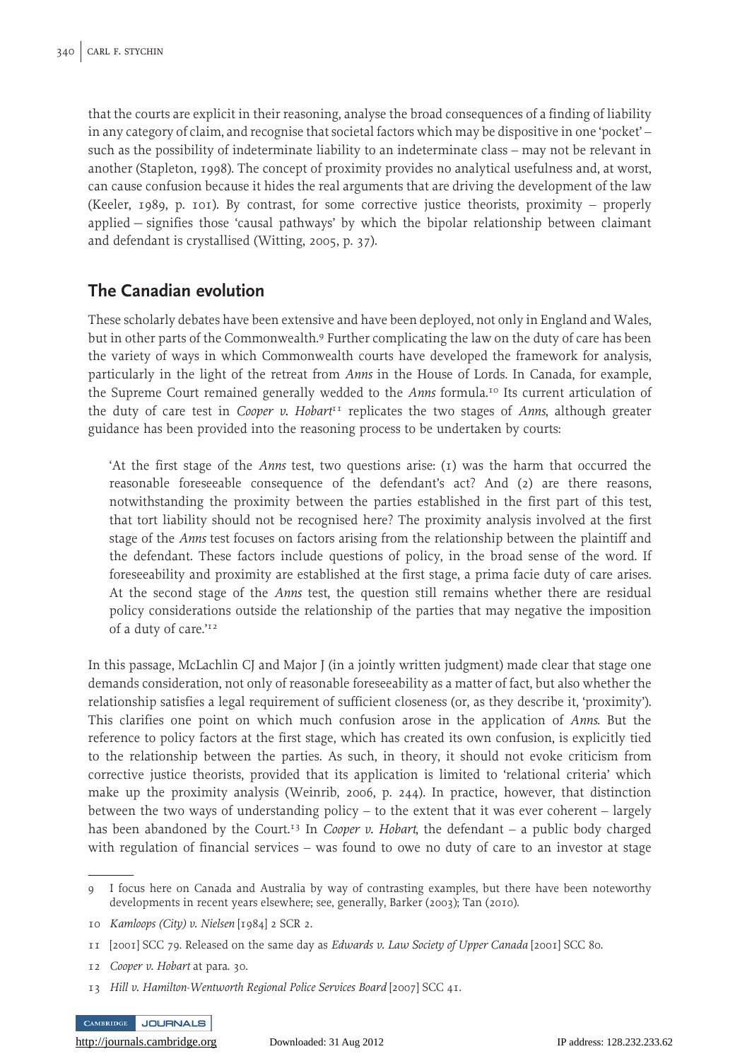that the courts are explicit in their reasoning, analyse the broad consequences of a finding of liability in any category of claim, and recognise that societal factors which may be dispositive in one 'pocket' – such as the possibility of indeterminate liability to an indeterminate class – may not be relevant in another (Stapleton, 1998). The concept of proximity provides no analytical usefulness and, at worst, can cause confusion because it hides the real arguments that are driving the development of the law (Keeler, 1989, p. 101). By contrast, for some corrective justice theorists, proximity – properly applied – signifies those 'causal pathways' by which the bipolar relationship between claimant and defendant is crystallised (Witting, 2005, p. 37).

## The Canadian evolution

These scholarly debates have been extensive and have been deployed, not only in England and Wales, but in other parts of the Commonwealth.[9] Further complicating the law on the duty of care has been the variety of ways in which Commonwealth courts have developed the framework for analysis, particularly in the light of the retreat from *Anns* in the House of Lords. In Canada, for example, the Supreme Court remained generally wedded to the *Anns* formula.[10] Its current articulation of the duty of care test in *Cooper v. Hobart*[11] replicates the two stages of *Anns*, although greater guidance has been provided into the reasoning process to be undertaken by courts:

> 'At the first stage of the *Anns* test, two questions arise: (1) was the harm that occurred the reasonable foreseeable consequence of the defendant's act? And (2) are there reasons, notwithstanding the proximity between the parties established in the first part of this test, that tort liability should not be recognised here? The proximity analysis involved at the first stage of the *Anns* test focuses on factors arising from the relationship between the plaintiff and the defendant. These factors include questions of policy, in the broad sense of the word. If foreseeability and proximity are established at the first stage, a prima facie duty of care arises. At the second stage of the *Anns* test, the question still remains whether there are residual policy considerations outside the relationship of the parties that may negative the imposition of a duty of care.'[12]

In this passage, McLachlin CJ and Major J (in a jointly written judgment) made clear that stage one demands consideration, not only of reasonable foreseeability as a matter of fact, but also whether the relationship satisfies a legal requirement of sufficient closeness (or, as they describe it, 'proximity'). This clarifies one point on which much confusion arose in the application of *Anns*. But the reference to policy factors at the first stage, which has created its own confusion, is explicitly tied to the relationship between the parties. As such, in theory, it should not evoke criticism from corrective justice theorists, provided that its application is limited to 'relational criteria' which make up the proximity analysis (Weinrib, 2006, p. 244). In practice, however, that distinction between the two ways of understanding policy – to the extent that it was ever coherent – largely has been abandoned by the Court.[13] In *Cooper v. Hobart*, the defendant – a public body charged with regulation of financial services – was found to owe no duty of care to an investor at stage

---

9 I focus here on Canada and Australia by way of contrasting examples, but there have been noteworthy developments in recent years elsewhere; see, generally, Barker (2003); Tan (2010).

10 *Kamloops (City) v. Nielsen* [1984] 2 SCR 2.

11 [2001] SCC 79. Released on the same day as *Edwards v. Law Society of Upper Canada* [2001] SCC 80.

12 *Cooper v. Hobart* at para. 30.

13 *Hill v. Hamilton-Wentworth Regional Police Services Board* [2007] SCC 41.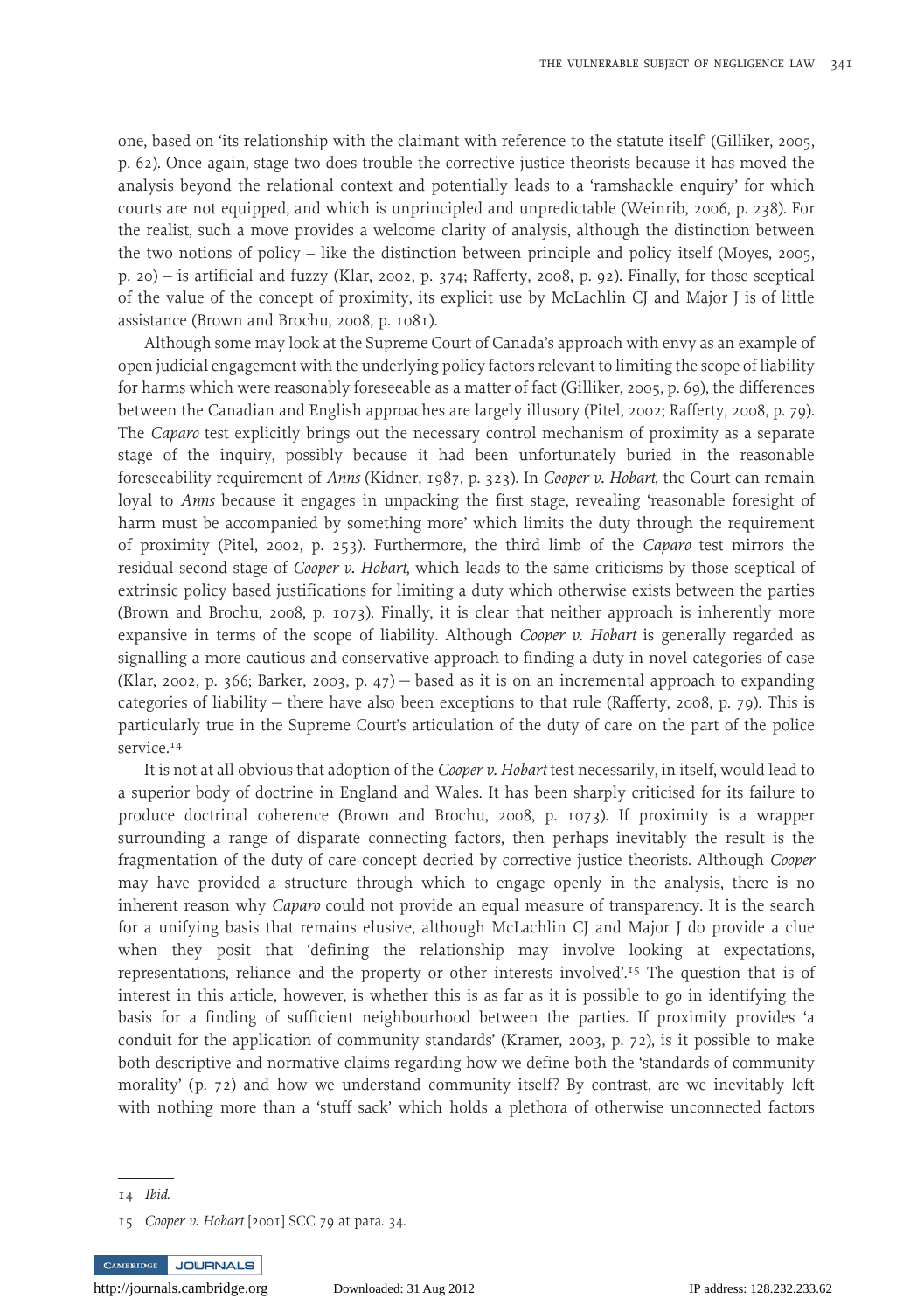one, based on 'its relationship with the claimant with reference to the statute itself' (Gilliker, 2005, p. 62). Once again, stage two does trouble the corrective justice theorists because it has moved the analysis beyond the relational context and potentially leads to a 'ramshackle enquiry' for which courts are not equipped, and which is unprincipled and unpredictable (Weinrib, 2006, p. 238). For the realist, such a move provides a welcome clarity of analysis, although the distinction between the two notions of policy – like the distinction between principle and policy itself (Moyes, 2005, p. 20) – is artificial and fuzzy (Klar, 2002, p. 374; Rafferty, 2008, p. 92). Finally, for those sceptical of the value of the concept of proximity, its explicit use by McLachlin CJ and Major J is of little assistance (Brown and Brochu, 2008, p. 1081).

Although some may look at the Supreme Court of Canada's approach with envy as an example of open judicial engagement with the underlying policy factors relevant to limiting the scope of liability for harms which were reasonably foreseeable as a matter of fact (Gilliker, 2005, p. 69), the differences between the Canadian and English approaches are largely illusory (Pitel, 2002; Rafferty, 2008, p. 79). The *Caparo* test explicitly brings out the necessary control mechanism of proximity as a separate stage of the inquiry, possibly because it had been unfortunately buried in the reasonable foreseeability requirement of *Anns* (Kidner, 1987, p. 323). In *Cooper v. Hobart*, the Court can remain loyal to *Anns* because it engages in unpacking the first stage, revealing 'reasonable foresight of harm must be accompanied by something more' which limits the duty through the requirement of proximity (Pitel, 2002, p. 253). Furthermore, the third limb of the *Caparo* test mirrors the residual second stage of *Cooper v. Hobart*, which leads to the same criticisms by those sceptical of extrinsic policy based justifications for limiting a duty which otherwise exists between the parties (Brown and Brochu, 2008, p. 1073). Finally, it is clear that neither approach is inherently more expansive in terms of the scope of liability. Although *Cooper v. Hobart* is generally regarded as signalling a more cautious and conservative approach to finding a duty in novel categories of case (Klar, 2002, p. 366; Barker, 2003, p. 47) – based as it is on an incremental approach to expanding categories of liability – there have also been exceptions to that rule (Rafferty, 2008, p. 79). This is particularly true in the Supreme Court's articulation of the duty of care on the part of the police service.[14]

It is not at all obvious that adoption of the *Cooper v. Hobart* test necessarily, in itself, would lead to a superior body of doctrine in England and Wales. It has been sharply criticised for its failure to produce doctrinal coherence (Brown and Brochu, 2008, p. 1073). If proximity is a wrapper surrounding a range of disparate connecting factors, then perhaps inevitably the result is the fragmentation of the duty of care concept decried by corrective justice theorists. Although *Cooper* may have provided a structure through which to engage openly in the analysis, there is no inherent reason why *Caparo* could not provide an equal measure of transparency. It is the search for a unifying basis that remains elusive, although McLachlin CJ and Major J do provide a clue when they posit that 'defining the relationship may involve looking at expectations, representations, reliance and the property or other interests involved'.[15] The question that is of interest in this article, however, is whether this is as far as it is possible to go in identifying the basis for a finding of sufficient neighbourhood between the parties. If proximity provides 'a conduit for the application of community standards' (Kramer, 2003, p. 72), is it possible to make both descriptive and normative claims regarding how we define both the 'standards of community morality' (p. 72) and how we understand community itself? By contrast, are we inevitably left with nothing more than a 'stuff sack' which holds a plethora of otherwise unconnected factors

---

14 *Ibid.*

15 *Cooper v. Hobart* [2001] SCC 79 at para. 34.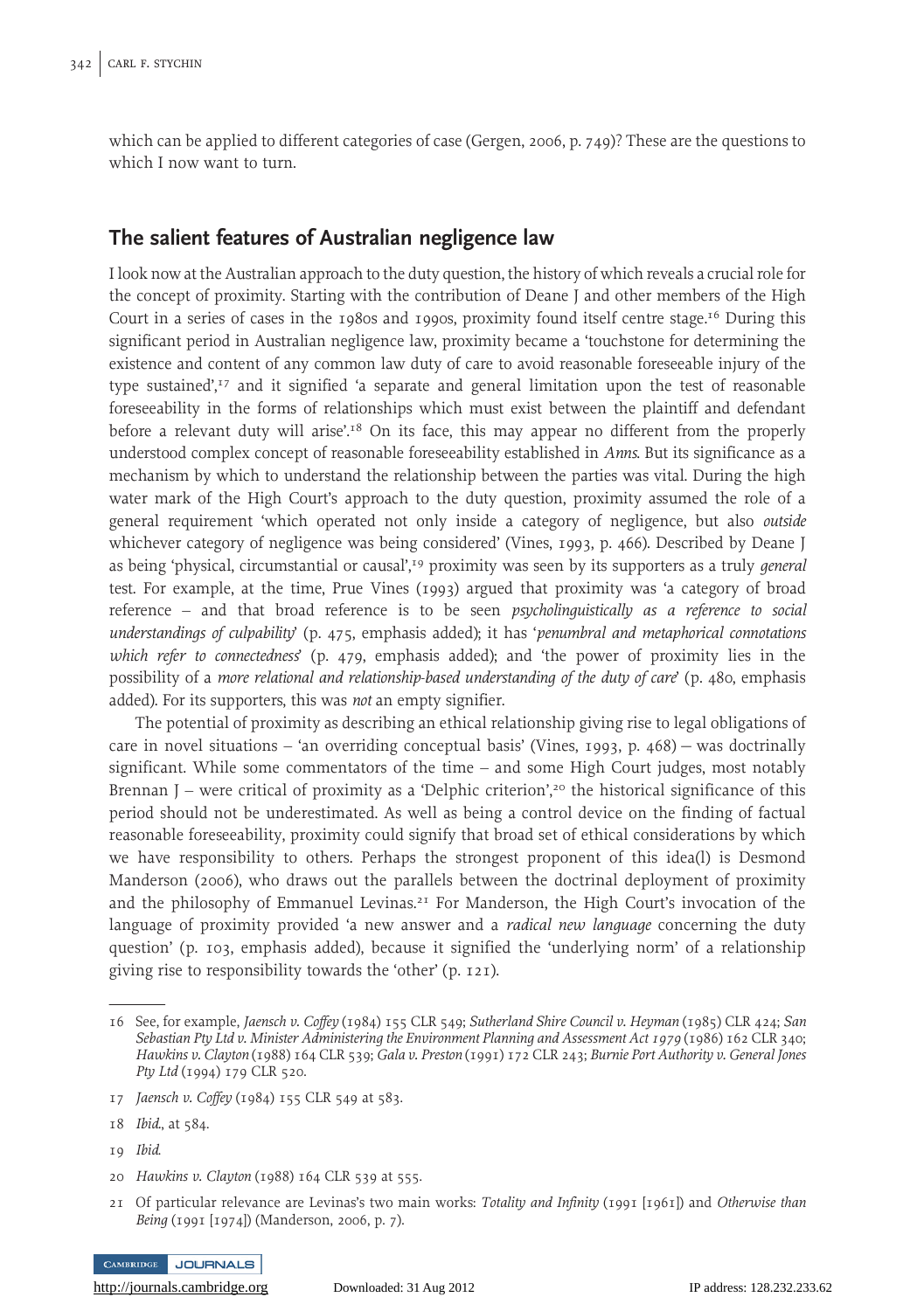which can be applied to different categories of case (Gergen, 2006, p. 749)? These are the questions to which I now want to turn.

## The salient features of Australian negligence law

I look now at the Australian approach to the duty question, the history of which reveals a crucial role for the concept of proximity. Starting with the contribution of Deane J and other members of the High Court in a series of cases in the 1980s and 1990s, proximity found itself centre stage.[16] During this significant period in Australian negligence law, proximity became a 'touchstone for determining the existence and content of any common law duty of care to avoid reasonable foreseeable injury of the type sustained',[17] and it signified 'a separate and general limitation upon the test of reasonable foreseeability in the forms of relationships which must exist between the plaintiff and defendant before a relevant duty will arise'.[18] On its face, this may appear no different from the properly understood complex concept of reasonable foreseeability established in *Anns*. But its significance as a mechanism by which to understand the relationship between the parties was vital. During the high water mark of the High Court's approach to the duty question, proximity assumed the role of a general requirement 'which operated not only inside a category of negligence, but also *outside* whichever category of negligence was being considered' (Vines, 1993, p. 466). Described by Deane J as being 'physical, circumstantial or causal',[19] proximity was seen by its supporters as a truly *general* test. For example, at the time, Prue Vines (1993) argued that proximity was 'a category of broad reference – and that broad reference is to be seen *psycholinguistically as a reference to social understandings of culpability*' (p. 475, emphasis added); it has '*penumbral and metaphorical connotations which refer to connectedness*' (p. 479, emphasis added); and 'the power of proximity lies in the possibility of a *more relational and relationship-based understanding of the duty of care*' (p. 480, emphasis added). For its supporters, this was *not* an empty signifier.

The potential of proximity as describing an ethical relationship giving rise to legal obligations of care in novel situations – 'an overriding conceptual basis' (Vines, 1993, p. 468) – was doctrinally significant. While some commentators of the time – and some High Court judges, most notably Brennan J – were critical of proximity as a 'Delphic criterion',[20] the historical significance of this period should not be underestimated. As well as being a control device on the finding of factual reasonable foreseeability, proximity could signify that broad set of ethical considerations by which we have responsibility to others. Perhaps the strongest proponent of this idea(l) is Desmond Manderson (2006), who draws out the parallels between the doctrinal deployment of proximity and the philosophy of Emmanuel Levinas.[21] For Manderson, the High Court's invocation of the language of proximity provided 'a new answer and a *radical new language* concerning the duty question' (p. 103, emphasis added), because it signified the 'underlying norm' of a relationship giving rise to responsibility towards the 'other' (p. 121).

---

16 See, for example, *Jaensch v. Coffey* (1984) 155 CLR 549; *Sutherland Shire Council v. Heyman* (1985) CLR 424; *San Sebastian Pty Ltd v. Minister Administering the Environment Planning and Assessment Act 1979* (1986) 162 CLR 340; *Hawkins v. Clayton* (1988) 164 CLR 539; *Gala v. Preston* (1991) 172 CLR 243; *Burnie Port Authority v. General Jones Pty Ltd* (1994) 179 CLR 520.

17 *Jaensch v. Coffey* (1984) 155 CLR 549 at 583.

18 *Ibid.*, at 584.

19 *Ibid.*

20 *Hawkins v. Clayton* (1988) 164 CLR 539 at 555.

21 Of particular relevance are Levinas's two main works: *Totality and Infinity* (1991 [1961]) and *Otherwise than Being* (1991 [1974]) (Manderson, 2006, p. 7).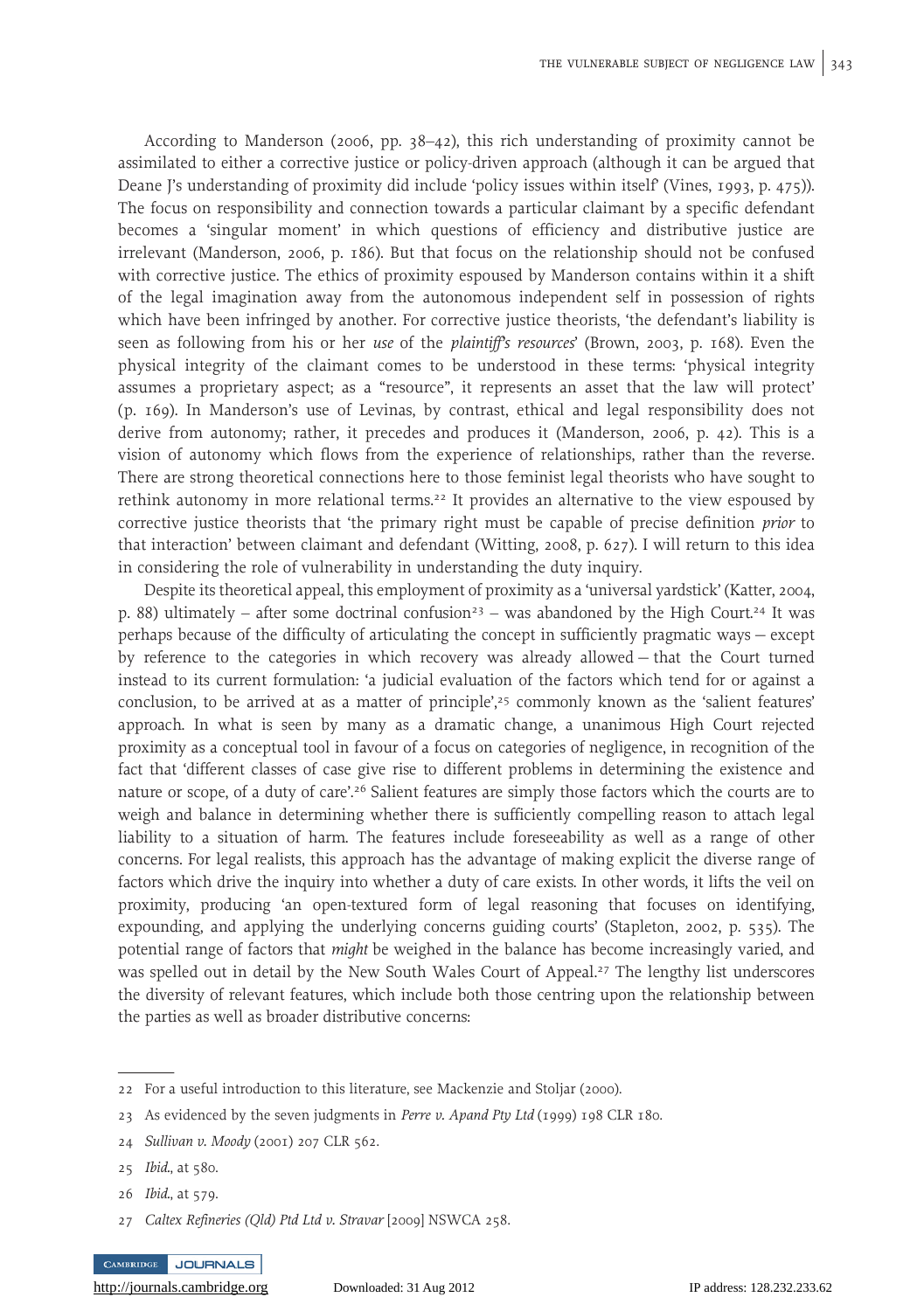According to Manderson (2006, pp. 38–42), this rich understanding of proximity cannot be assimilated to either a corrective justice or policy-driven approach (although it can be argued that Deane J's understanding of proximity did include 'policy issues within itself' (Vines, 1993, p. 475)). The focus on responsibility and connection towards a particular claimant by a specific defendant becomes a 'singular moment' in which questions of efficiency and distributive justice are irrelevant (Manderson, 2006, p. 186). But that focus on the relationship should not be confused with corrective justice. The ethics of proximity espoused by Manderson contains within it a shift of the legal imagination away from the autonomous independent self in possession of rights which have been infringed by another. For corrective justice theorists, 'the defendant's liability is seen as following from his or her *use* of the *plaintiff's resources*' (Brown, 2003, p. 168). Even the physical integrity of the claimant comes to be understood in these terms: 'physical integrity assumes a proprietary aspect; as a "resource", it represents an asset that the law will protect' (p. 169). In Manderson's use of Levinas, by contrast, ethical and legal responsibility does not derive from autonomy; rather, it precedes and produces it (Manderson, 2006, p. 42). This is a vision of autonomy which flows from the experience of relationships, rather than the reverse. There are strong theoretical connections here to those feminist legal theorists who have sought to rethink autonomy in more relational terms.[22] It provides an alternative to the view espoused by corrective justice theorists that 'the primary right must be capable of precise definition *prior* to that interaction' between claimant and defendant (Witting, 2008, p. 627). I will return to this idea in considering the role of vulnerability in understanding the duty inquiry.

Despite its theoretical appeal, this employment of proximity as a 'universal yardstick' (Katter, 2004, p. 88) ultimately – after some doctrinal confusion[23] – was abandoned by the High Court.[24] It was perhaps because of the difficulty of articulating the concept in sufficiently pragmatic ways – except by reference to the categories in which recovery was already allowed – that the Court turned instead to its current formulation: 'a judicial evaluation of the factors which tend for or against a conclusion, to be arrived at as a matter of principle',[25] commonly known as the 'salient features' approach. In what is seen by many as a dramatic change, a unanimous High Court rejected proximity as a conceptual tool in favour of a focus on categories of negligence, in recognition of the fact that 'different classes of case give rise to different problems in determining the existence and nature or scope, of a duty of care'.[26] Salient features are simply those factors which the courts are to weigh and balance in determining whether there is sufficiently compelling reason to attach legal liability to a situation of harm. The features include foreseeability as well as a range of other concerns. For legal realists, this approach has the advantage of making explicit the diverse range of factors which drive the inquiry into whether a duty of care exists. In other words, it lifts the veil on proximity, producing 'an open-textured form of legal reasoning that focuses on identifying, expounding, and applying the underlying concerns guiding courts' (Stapleton, 2002, p. 535). The potential range of factors that *might* be weighed in the balance has become increasingly varied, and was spelled out in detail by the New South Wales Court of Appeal.[27] The lengthy list underscores the diversity of relevant features, which include both those centring upon the relationship between the parties as well as broader distributive concerns:

---

22 For a useful introduction to this literature, see Mackenzie and Stoljar (2000).

23 As evidenced by the seven judgments in *Perre v. Apand Pty Ltd* (1999) 198 CLR 180.

24 *Sullivan v. Moody* (2001) 207 CLR 562.

25 *Ibid.*, at 580.

26 *Ibid.*, at 579.

27 *Caltex Refineries (Qld) Ptd Ltd v. Stravar* [2009] NSWCA 258.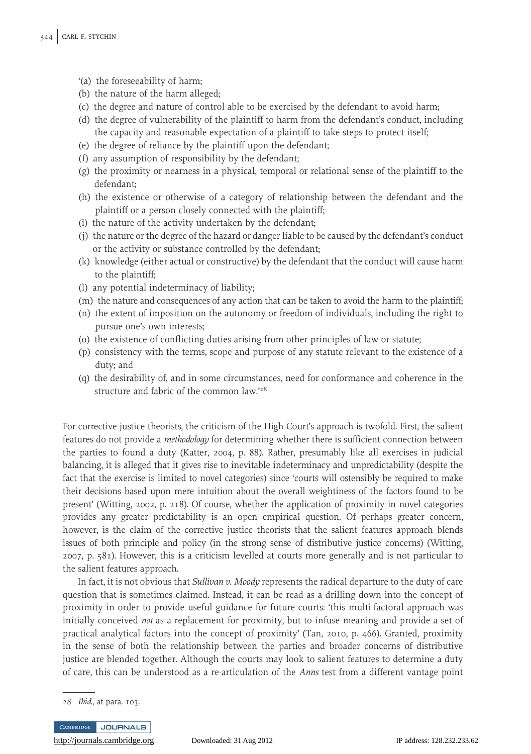'(a) the foreseeability of harm;
(b) the nature of the harm alleged;
(c) the degree and nature of control able to be exercised by the defendant to avoid harm;
(d) the degree of vulnerability of the plaintiff to harm from the defendant's conduct, including the capacity and reasonable expectation of a plaintiff to take steps to protect itself;
(e) the degree of reliance by the plaintiff upon the defendant;
(f) any assumption of responsibility by the defendant;
(g) the proximity or nearness in a physical, temporal or relational sense of the plaintiff to the defendant;
(h) the existence or otherwise of a category of relationship between the defendant and the plaintiff or a person closely connected with the plaintiff;
(i) the nature of the activity undertaken by the defendant;
(j) the nature or the degree of the hazard or danger liable to be caused by the defendant's conduct or the activity or substance controlled by the defendant;
(k) knowledge (either actual or constructive) by the defendant that the conduct will cause harm to the plaintiff;
(l) any potential indeterminacy of liability;
(m) the nature and consequences of any action that can be taken to avoid the harm to the plaintiff;
(n) the extent of imposition on the autonomy or freedom of individuals, including the right to pursue one's own interests;
(o) the existence of conflicting duties arising from other principles of law or statute;
(p) consistency with the terms, scope and purpose of any statute relevant to the existence of a duty; and
(q) the desirability of, and in some circumstances, need for conformance and coherence in the structure and fabric of the common law.'[28]

For corrective justice theorists, the criticism of the High Court's approach is twofold. First, the salient features do not provide a *methodology* for determining whether there is sufficient connection between the parties to found a duty (Katter, 2004, p. 88). Rather, presumably like all exercises in judicial balancing, it is alleged that it gives rise to inevitable indeterminacy and unpredictability (despite the fact that the exercise is limited to novel categories) since 'courts will ostensibly be required to make their decisions based upon mere intuition about the overall weightiness of the factors found to be present' (Witting, 2002, p. 218). Of course, whether the application of proximity in novel categories provides any greater predictability is an open empirical question. Of perhaps greater concern, however, is the claim of the corrective justice theorists that the salient features approach blends issues of both principle and policy (in the strong sense of distributive justice concerns) (Witting, 2007, p. 581). However, this is a criticism levelled at courts more generally and is not particular to the salient features approach.

In fact, it is not obvious that *Sullivan v. Moody* represents the radical departure to the duty of care question that is sometimes claimed. Instead, it can be read as a drilling down into the concept of proximity in order to provide useful guidance for future courts: 'this multi-factoral approach was initially conceived *not* as a replacement for proximity, but to infuse meaning and provide a set of practical analytical factors into the concept of proximity' (Tan, 2010, p. 466). Granted, proximity in the sense of both the relationship between the parties and broader concerns of distributive justice are blended together. Although the courts may look to salient features to determine a duty of care, this can be understood as a re-articulation of the *Anns* test from a different vantage point

28 *Ibid.*, at para. 103.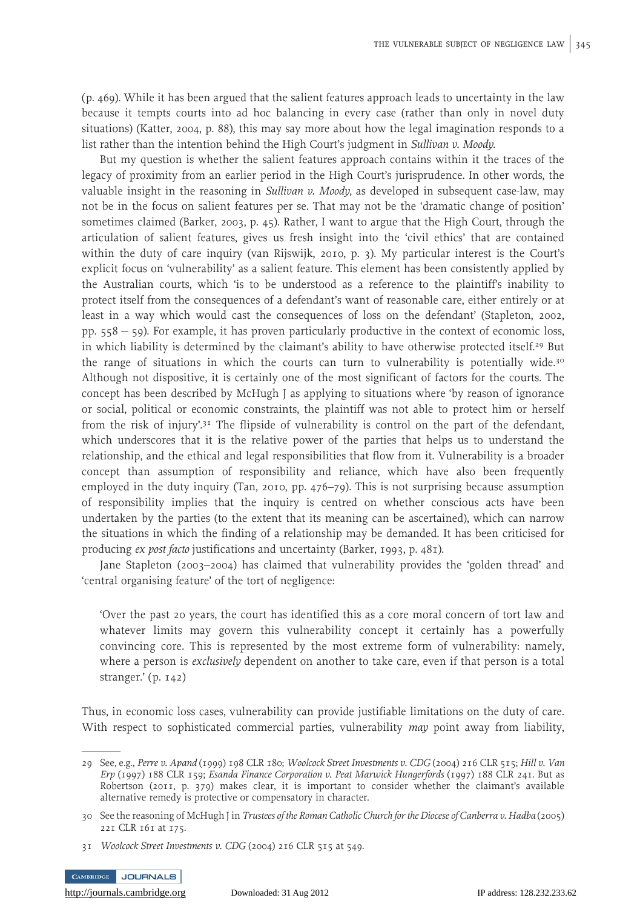(p. 469). While it has been argued that the salient features approach leads to uncertainty in the law because it tempts courts into ad hoc balancing in every case (rather than only in novel duty situations) (Katter, 2004, p. 88), this may say more about how the legal imagination responds to a list rather than the intention behind the High Court's judgment in *Sullivan v. Moody*.

But my question is whether the salient features approach contains within it the traces of the legacy of proximity from an earlier period in the High Court's jurisprudence. In other words, the valuable insight in the reasoning in *Sullivan v. Moody*, as developed in subsequent case-law, may not be in the focus on salient features per se. That may not be the 'dramatic change of position' sometimes claimed (Barker, 2003, p. 45). Rather, I want to argue that the High Court, through the articulation of salient features, gives us fresh insight into the 'civil ethics' that are contained within the duty of care inquiry (van Rijswijk, 2010, p. 3). My particular interest is the Court's explicit focus on 'vulnerability' as a salient feature. This element has been consistently applied by the Australian courts, which 'is to be understood as a reference to the plaintiff's inability to protect itself from the consequences of a defendant's want of reasonable care, either entirely or at least in a way which would cast the consequences of loss on the defendant' (Stapleton, 2002, pp. 558 – 59). For example, it has proven particularly productive in the context of economic loss, in which liability is determined by the claimant's ability to have otherwise protected itself.[29] But the range of situations in which the courts can turn to vulnerability is potentially wide.[30] Although not dispositive, it is certainly one of the most significant of factors for the courts. The concept has been described by McHugh J as applying to situations where 'by reason of ignorance or social, political or economic constraints, the plaintiff was not able to protect him or herself from the risk of injury'.[31] The flipside of vulnerability is control on the part of the defendant, which underscores that it is the relative power of the parties that helps us to understand the relationship, and the ethical and legal responsibilities that flow from it. Vulnerability is a broader concept than assumption of responsibility and reliance, which have also been frequently employed in the duty inquiry (Tan, 2010, pp. 476–79). This is not surprising because assumption of responsibility implies that the inquiry is centred on whether conscious acts have been undertaken by the parties (to the extent that its meaning can be ascertained), which can narrow the situations in which the finding of a relationship may be demanded. It has been criticised for producing *ex post facto* justifications and uncertainty (Barker, 1993, p. 481).

Jane Stapleton (2003–2004) has claimed that vulnerability provides the 'golden thread' and 'central organising feature' of the tort of negligence:

> 'Over the past 20 years, the court has identified this as a core moral concern of tort law and whatever limits may govern this vulnerability concept it certainly has a powerfully convincing core. This is represented by the most extreme form of vulnerability: namely, where a person is *exclusively* dependent on another to take care, even if that person is a total stranger.' (p. 142)

Thus, in economic loss cases, vulnerability can provide justifiable limitations on the duty of care. With respect to sophisticated commercial parties, vulnerability *may* point away from liability,

---

29 See, e.g., *Perre v. Apand* (1999) 198 CLR 180; *Woolcock Street Investments v. CDG* (2004) 216 CLR 515; *Hill v. Van Erp* (1997) 188 CLR 159; *Esanda Finance Corporation v. Peat Marwick Hungerfords* (1997) 188 CLR 241. But as Robertson (2011, p. 379) makes clear, it is important to consider whether the claimant's available alternative remedy is protective or compensatory in character.

30 See the reasoning of McHugh J in *Trustees of the Roman Catholic Church for the Diocese of Canberra v. Hadba* (2005) 221 CLR 161 at 175.

31 *Woolcock Street Investments v. CDG* (2004) 216 CLR 515 at 549.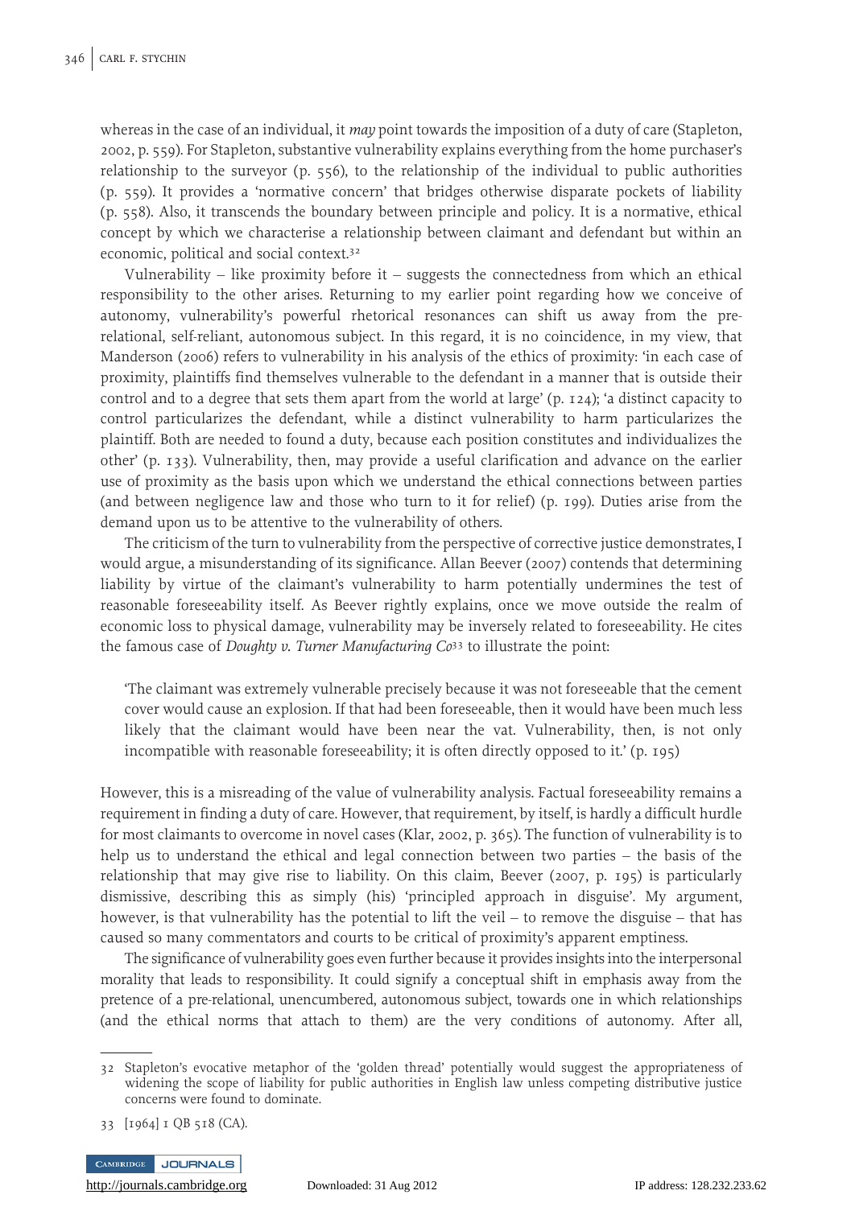whereas in the case of an individual, it *may* point towards the imposition of a duty of care (Stapleton, 2002, p. 559). For Stapleton, substantive vulnerability explains everything from the home purchaser's relationship to the surveyor (p. 556), to the relationship of the individual to public authorities (p. 559). It provides a 'normative concern' that bridges otherwise disparate pockets of liability (p. 558). Also, it transcends the boundary between principle and policy. It is a normative, ethical concept by which we characterise a relationship between claimant and defendant but within an economic, political and social context.[32]

Vulnerability – like proximity before it – suggests the connectedness from which an ethical responsibility to the other arises. Returning to my earlier point regarding how we conceive of autonomy, vulnerability's powerful rhetorical resonances can shift us away from the pre-relational, self-reliant, autonomous subject. In this regard, it is no coincidence, in my view, that Manderson (2006) refers to vulnerability in his analysis of the ethics of proximity: 'in each case of proximity, plaintiffs find themselves vulnerable to the defendant in a manner that is outside their control and to a degree that sets them apart from the world at large' (p. 124); 'a distinct capacity to control particularizes the defendant, while a distinct vulnerability to harm particularizes the plaintiff. Both are needed to found a duty, because each position constitutes and individualizes the other' (p. 133). Vulnerability, then, may provide a useful clarification and advance on the earlier use of proximity as the basis upon which we understand the ethical connections between parties (and between negligence law and those who turn to it for relief) (p. 199). Duties arise from the demand upon us to be attentive to the vulnerability of others.

The criticism of the turn to vulnerability from the perspective of corrective justice demonstrates, I would argue, a misunderstanding of its significance. Allan Beever (2007) contends that determining liability by virtue of the claimant's vulnerability to harm potentially undermines the test of reasonable foreseeability itself. As Beever rightly explains, once we move outside the realm of economic loss to physical damage, vulnerability may be inversely related to foreseeability. He cites the famous case of *Doughty v. Turner Manufacturing Co*[33] to illustrate the point:

> 'The claimant was extremely vulnerable precisely because it was not foreseeable that the cement cover would cause an explosion. If that had been foreseeable, then it would have been much less likely that the claimant would have been near the vat. Vulnerability, then, is not only incompatible with reasonable foreseeability; it is often directly opposed to it.' (p. 195)

However, this is a misreading of the value of vulnerability analysis. Factual foreseeability remains a requirement in finding a duty of care. However, that requirement, by itself, is hardly a difficult hurdle for most claimants to overcome in novel cases (Klar, 2002, p. 365). The function of vulnerability is to help us to understand the ethical and legal connection between two parties – the basis of the relationship that may give rise to liability. On this claim, Beever (2007, p. 195) is particularly dismissive, describing this as simply (his) 'principled approach in disguise'. My argument, however, is that vulnerability has the potential to lift the veil – to remove the disguise – that has caused so many commentators and courts to be critical of proximity's apparent emptiness.

The significance of vulnerability goes even further because it provides insights into the interpersonal morality that leads to responsibility. It could signify a conceptual shift in emphasis away from the pretence of a pre-relational, unencumbered, autonomous subject, towards one in which relationships (and the ethical norms that attach to them) are the very conditions of autonomy. After all,

---

32 Stapleton's evocative metaphor of the 'golden thread' potentially would suggest the appropriateness of widening the scope of liability for public authorities in English law unless competing distributive justice concerns were found to dominate.

33 [1964] 1 QB 518 (CA).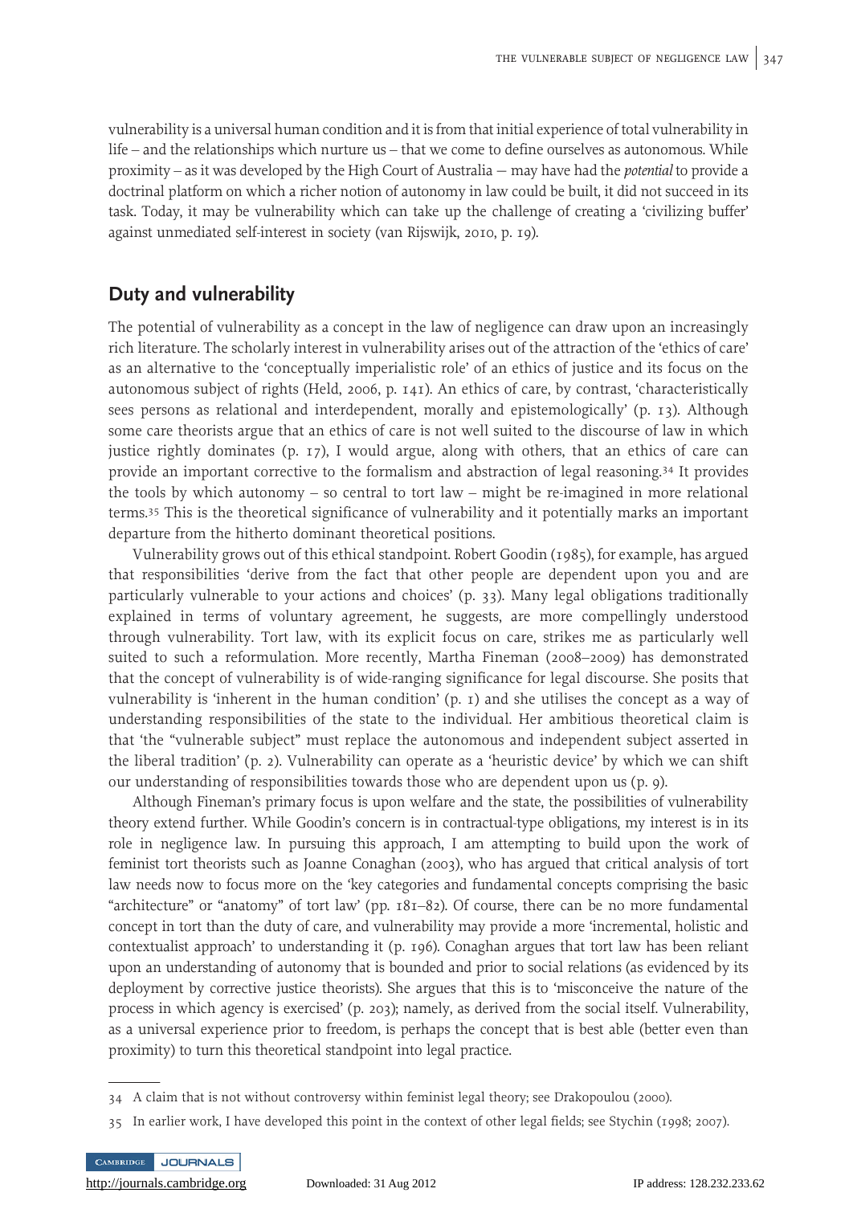vulnerability is a universal human condition and it is from that initial experience of total vulnerability in life – and the relationships which nurture us – that we come to define ourselves as autonomous. While proximity – as it was developed by the High Court of Australia — may have had the *potential* to provide a doctrinal platform on which a richer notion of autonomy in law could be built, it did not succeed in its task. Today, it may be vulnerability which can take up the challenge of creating a 'civilizing buffer' against unmediated self-interest in society (van Rijswijk, 2010, p. 19).

## Duty and vulnerability

The potential of vulnerability as a concept in the law of negligence can draw upon an increasingly rich literature. The scholarly interest in vulnerability arises out of the attraction of the 'ethics of care' as an alternative to the 'conceptually imperialistic role' of an ethics of justice and its focus on the autonomous subject of rights (Held, 2006, p. 141). An ethics of care, by contrast, 'characteristically sees persons as relational and interdependent, morally and epistemologically' (p. 13). Although some care theorists argue that an ethics of care is not well suited to the discourse of law in which justice rightly dominates (p. 17), I would argue, along with others, that an ethics of care can provide an important corrective to the formalism and abstraction of legal reasoning.[34] It provides the tools by which autonomy – so central to tort law – might be re-imagined in more relational terms.[35] This is the theoretical significance of vulnerability and it potentially marks an important departure from the hitherto dominant theoretical positions.

Vulnerability grows out of this ethical standpoint. Robert Goodin (1985), for example, has argued that responsibilities 'derive from the fact that other people are dependent upon you and are particularly vulnerable to your actions and choices' (p. 33). Many legal obligations traditionally explained in terms of voluntary agreement, he suggests, are more compellingly understood through vulnerability. Tort law, with its explicit focus on care, strikes me as particularly well suited to such a reformulation. More recently, Martha Fineman (2008–2009) has demonstrated that the concept of vulnerability is of wide-ranging significance for legal discourse. She posits that vulnerability is 'inherent in the human condition' (p. 1) and she utilises the concept as a way of understanding responsibilities of the state to the individual. Her ambitious theoretical claim is that 'the "vulnerable subject" must replace the autonomous and independent subject asserted in the liberal tradition' (p. 2). Vulnerability can operate as a 'heuristic device' by which we can shift our understanding of responsibilities towards those who are dependent upon us (p. 9).

Although Fineman's primary focus is upon welfare and the state, the possibilities of vulnerability theory extend further. While Goodin's concern is in contractual-type obligations, my interest is in its role in negligence law. In pursuing this approach, I am attempting to build upon the work of feminist tort theorists such as Joanne Conaghan (2003), who has argued that critical analysis of tort law needs now to focus more on the 'key categories and fundamental concepts comprising the basic "architecture" or "anatomy" of tort law' (pp. 181–82). Of course, there can be no more fundamental concept in tort than the duty of care, and vulnerability may provide a more 'incremental, holistic and contextualist approach' to understanding it (p. 196). Conaghan argues that tort law has been reliant upon an understanding of autonomy that is bounded and prior to social relations (as evidenced by its deployment by corrective justice theorists). She argues that this is to 'misconceive the nature of the process in which agency is exercised' (p. 203); namely, as derived from the social itself. Vulnerability, as a universal experience prior to freedom, is perhaps the concept that is best able (better even than proximity) to turn this theoretical standpoint into legal practice.

34 A claim that is not without controversy within feminist legal theory; see Drakopoulou (2000).

35 In earlier work, I have developed this point in the context of other legal fields; see Stychin (1998; 2007).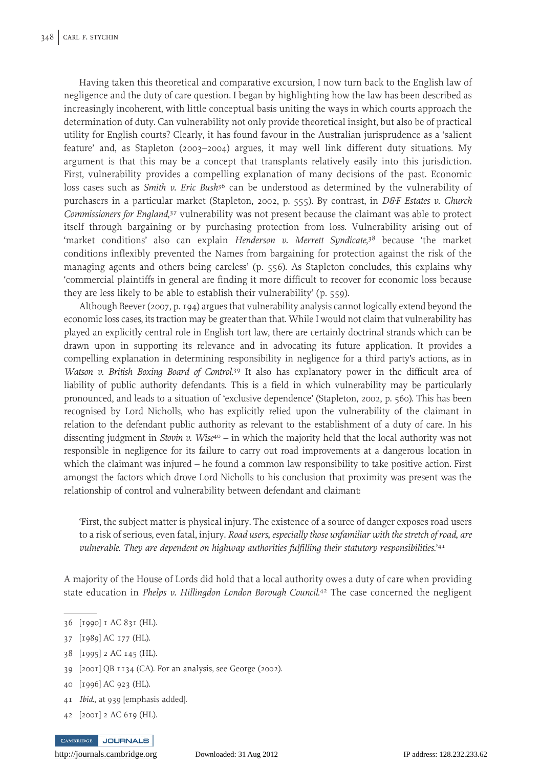Having taken this theoretical and comparative excursion, I now turn back to the English law of negligence and the duty of care question. I began by highlighting how the law has been described as increasingly incoherent, with little conceptual basis uniting the ways in which courts approach the determination of duty. Can vulnerability not only provide theoretical insight, but also be of practical utility for English courts? Clearly, it has found favour in the Australian jurisprudence as a 'salient feature' and, as Stapleton (2003–2004) argues, it may well link different duty situations. My argument is that this may be a concept that transplants relatively easily into this jurisdiction. First, vulnerability provides a compelling explanation of many decisions of the past. Economic loss cases such as *Smith v. Eric Bush*[36] can be understood as determined by the vulnerability of purchasers in a particular market (Stapleton, 2002, p. 555). By contrast, in *D&F Estates v. Church Commissioners for England*,[37] vulnerability was not present because the claimant was able to protect itself through bargaining or by purchasing protection from loss. Vulnerability arising out of 'market conditions' also can explain *Henderson v. Merrett Syndicate*,[38] because 'the market conditions inflexibly prevented the Names from bargaining for protection against the risk of the managing agents and others being careless' (p. 556). As Stapleton concludes, this explains why 'commercial plaintiffs in general are finding it more difficult to recover for economic loss because they are less likely to be able to establish their vulnerability' (p. 559).

Although Beever (2007, p. 194) argues that vulnerability analysis cannot logically extend beyond the economic loss cases, its traction may be greater than that. While I would not claim that vulnerability has played an explicitly central role in English tort law, there are certainly doctrinal strands which can be drawn upon in supporting its relevance and in advocating its future application. It provides a compelling explanation in determining responsibility in negligence for a third party's actions, as in *Watson v. British Boxing Board of Control*.[39] It also has explanatory power in the difficult area of liability of public authority defendants. This is a field in which vulnerability may be particularly pronounced, and leads to a situation of 'exclusive dependence' (Stapleton, 2002, p. 560). This has been recognised by Lord Nicholls, who has explicitly relied upon the vulnerability of the claimant in relation to the defendant public authority as relevant to the establishment of a duty of care. In his dissenting judgment in *Stovin v. Wise*[40] – in which the majority held that the local authority was not responsible in negligence for its failure to carry out road improvements at a dangerous location in which the claimant was injured – he found a common law responsibility to take positive action. First amongst the factors which drove Lord Nicholls to his conclusion that proximity was present was the relationship of control and vulnerability between defendant and claimant:

> 'First, the subject matter is physical injury. The existence of a source of danger exposes road users to a risk of serious, even fatal, injury. *Road users, especially those unfamiliar with the stretch of road, are vulnerable. They are dependent on highway authorities fulfilling their statutory responsibilities.*'[41]

A majority of the House of Lords did hold that a local authority owes a duty of care when providing state education in *Phelps v. Hillingdon London Borough Council*.[42] The case concerned the negligent

---

36 [1990] 1 AC 831 (HL).

37 [1989] AC 177 (HL).

38 [1995] 2 AC 145 (HL).

39 [2001] QB 1134 (CA). For an analysis, see George (2002).

40 [1996] AC 923 (HL).

41 *Ibid.*, at 939 [emphasis added].

42 [2001] 2 AC 619 (HL).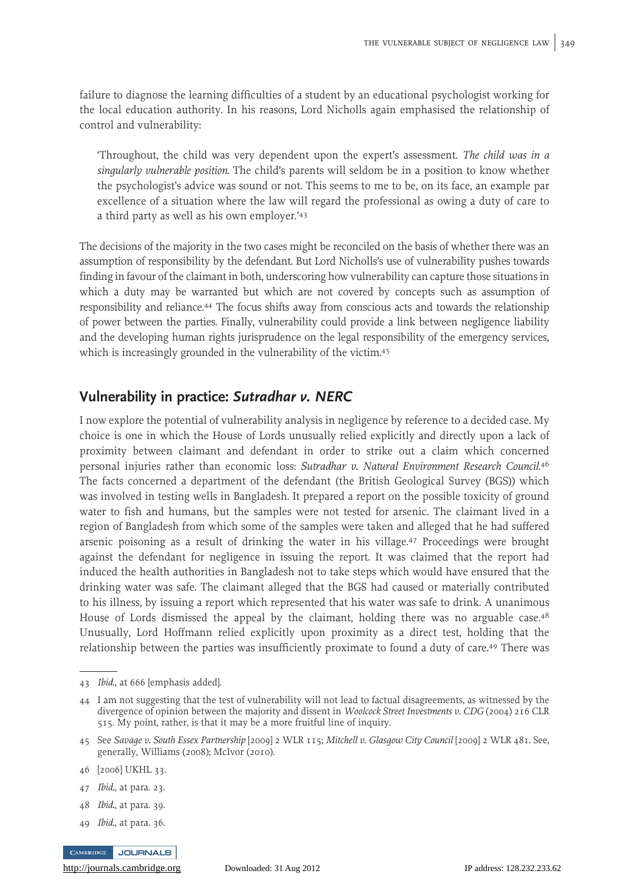failure to diagnose the learning difficulties of a student by an educational psychologist working for the local education authority. In his reasons, Lord Nicholls again emphasised the relationship of control and vulnerability:

> 'Throughout, the child was very dependent upon the expert's assessment. *The child was in a singularly vulnerable position*. The child's parents will seldom be in a position to know whether the psychologist's advice was sound or not. This seems to me to be, on its face, an example par excellence of a situation where the law will regard the professional as owing a duty of care to a third party as well as his own employer.'[43]

The decisions of the majority in the two cases might be reconciled on the basis of whether there was an assumption of responsibility by the defendant. But Lord Nicholls's use of vulnerability pushes towards finding in favour of the claimant in both, underscoring how vulnerability can capture those situations in which a duty may be warranted but which are not covered by concepts such as assumption of responsibility and reliance.[44] The focus shifts away from conscious acts and towards the relationship of power between the parties. Finally, vulnerability could provide a link between negligence liability and the developing human rights jurisprudence on the legal responsibility of the emergency services, which is increasingly grounded in the vulnerability of the victim.[45]

## Vulnerability in practice: *Sutradhar v. NERC*

I now explore the potential of vulnerability analysis in negligence by reference to a decided case. My choice is one in which the House of Lords unusually relied explicitly and directly upon a lack of proximity between claimant and defendant in order to strike out a claim which concerned personal injuries rather than economic loss: *Sutradhar v. Natural Environment Research Council*.[46] The facts concerned a department of the defendant (the British Geological Survey (BGS)) which was involved in testing wells in Bangladesh. It prepared a report on the possible toxicity of ground water to fish and humans, but the samples were not tested for arsenic. The claimant lived in a region of Bangladesh from which some of the samples were taken and alleged that he had suffered arsenic poisoning as a result of drinking the water in his village.[47] Proceedings were brought against the defendant for negligence in issuing the report. It was claimed that the report had induced the health authorities in Bangladesh not to take steps which would have ensured that the drinking water was safe. The claimant alleged that the BGS had caused or materially contributed to his illness, by issuing a report which represented that his water was safe to drink. A unanimous House of Lords dismissed the appeal by the claimant, holding there was no arguable case.[48] Unusually, Lord Hoffmann relied explicitly upon proximity as a direct test, holding that the relationship between the parties was insufficiently proximate to found a duty of care.[49] There was

---

43 *Ibid.*, at 666 [emphasis added].

44 I am not suggesting that the test of vulnerability will not lead to factual disagreements, as witnessed by the divergence of opinion between the majority and dissent in *Woolcock Street Investments v. CDG* (2004) 216 CLR 515. My point, rather, is that it may be a more fruitful line of inquiry.

45 See *Savage v. South Essex Partnership* [2009] 2 WLR 115; *Mitchell v. Glasgow City Council* [2009] 2 WLR 481. See, generally, Williams (2008); McIvor (2010).

46 [2006] UKHL 33.

47 *Ibid.*, at para. 23.

48 *Ibid.*, at para. 39.

49 *Ibid.*, at para. 36.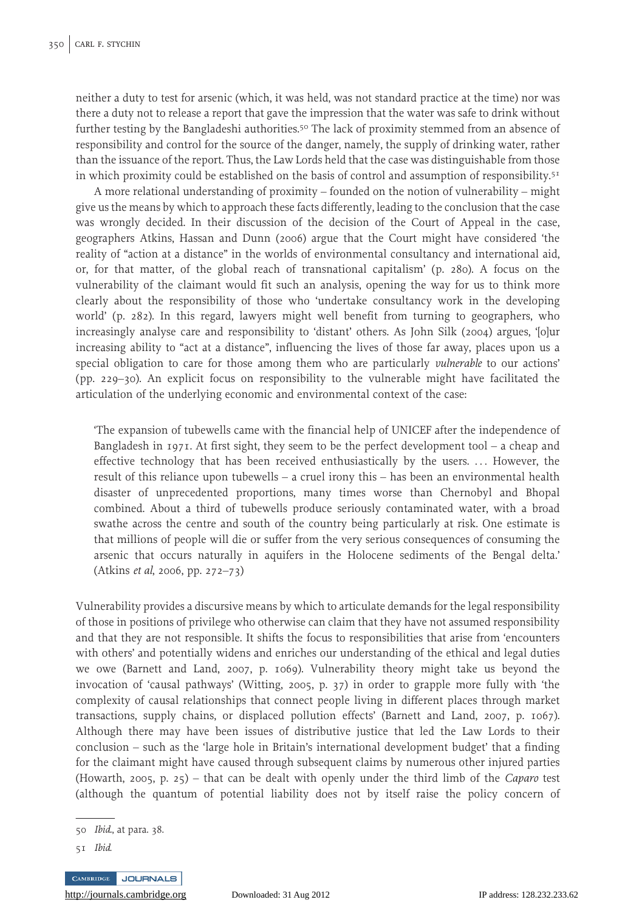neither a duty to test for arsenic (which, it was held, was not standard practice at the time) nor was there a duty not to release a report that gave the impression that the water was safe to drink without further testing by the Bangladeshi authorities.[50] The lack of proximity stemmed from an absence of responsibility and control for the source of the danger, namely, the supply of drinking water, rather than the issuance of the report. Thus, the Law Lords held that the case was distinguishable from those in which proximity could be established on the basis of control and assumption of responsibility.[51]

A more relational understanding of proximity – founded on the notion of vulnerability – might give us the means by which to approach these facts differently, leading to the conclusion that the case was wrongly decided. In their discussion of the decision of the Court of Appeal in the case, geographers Atkins, Hassan and Dunn (2006) argue that the Court might have considered 'the reality of "action at a distance" in the worlds of environmental consultancy and international aid, or, for that matter, of the global reach of transnational capitalism' (p. 280). A focus on the vulnerability of the claimant would fit such an analysis, opening the way for us to think more clearly about the responsibility of those who 'undertake consultancy work in the developing world' (p. 282). In this regard, lawyers might well benefit from turning to geographers, who increasingly analyse care and responsibility to 'distant' others. As John Silk (2004) argues, '[o]ur increasing ability to "act at a distance", influencing the lives of those far away, places upon us a special obligation to care for those among them who are particularly *vulnerable* to our actions' (pp. 229–30). An explicit focus on responsibility to the vulnerable might have facilitated the articulation of the underlying economic and environmental context of the case:

> 'The expansion of tubewells came with the financial help of UNICEF after the independence of Bangladesh in 1971. At first sight, they seem to be the perfect development tool – a cheap and effective technology that has been received enthusiastically by the users. ... However, the result of this reliance upon tubewells – a cruel irony this – has been an environmental health disaster of unprecedented proportions, many times worse than Chernobyl and Bhopal combined. About a third of tubewells produce seriously contaminated water, with a broad swathe across the centre and south of the country being particularly at risk. One estimate is that millions of people will die or suffer from the very serious consequences of consuming the arsenic that occurs naturally in aquifers in the Holocene sediments of the Bengal delta.' (Atkins *et al*, 2006, pp. 272–73)

Vulnerability provides a discursive means by which to articulate demands for the legal responsibility of those in positions of privilege who otherwise can claim that they have not assumed responsibility and that they are not responsible. It shifts the focus to responsibilities that arise from 'encounters with others' and potentially widens and enriches our understanding of the ethical and legal duties we owe (Barnett and Land, 2007, p. 1069). Vulnerability theory might take us beyond the invocation of 'causal pathways' (Witting, 2005, p. 37) in order to grapple more fully with 'the complexity of causal relationships that connect people living in different places through market transactions, supply chains, or displaced pollution effects' (Barnett and Land, 2007, p. 1067). Although there may have been issues of distributive justice that led the Law Lords to their conclusion – such as the 'large hole in Britain's international development budget' that a finding for the claimant might have caused through subsequent claims by numerous other injured parties (Howarth, 2005, p. 25) – that can be dealt with openly under the third limb of the *Caparo* test (although the quantum of potential liability does not by itself raise the policy concern of

---

50 *Ibid.*, at para. 38.

51 *Ibid.*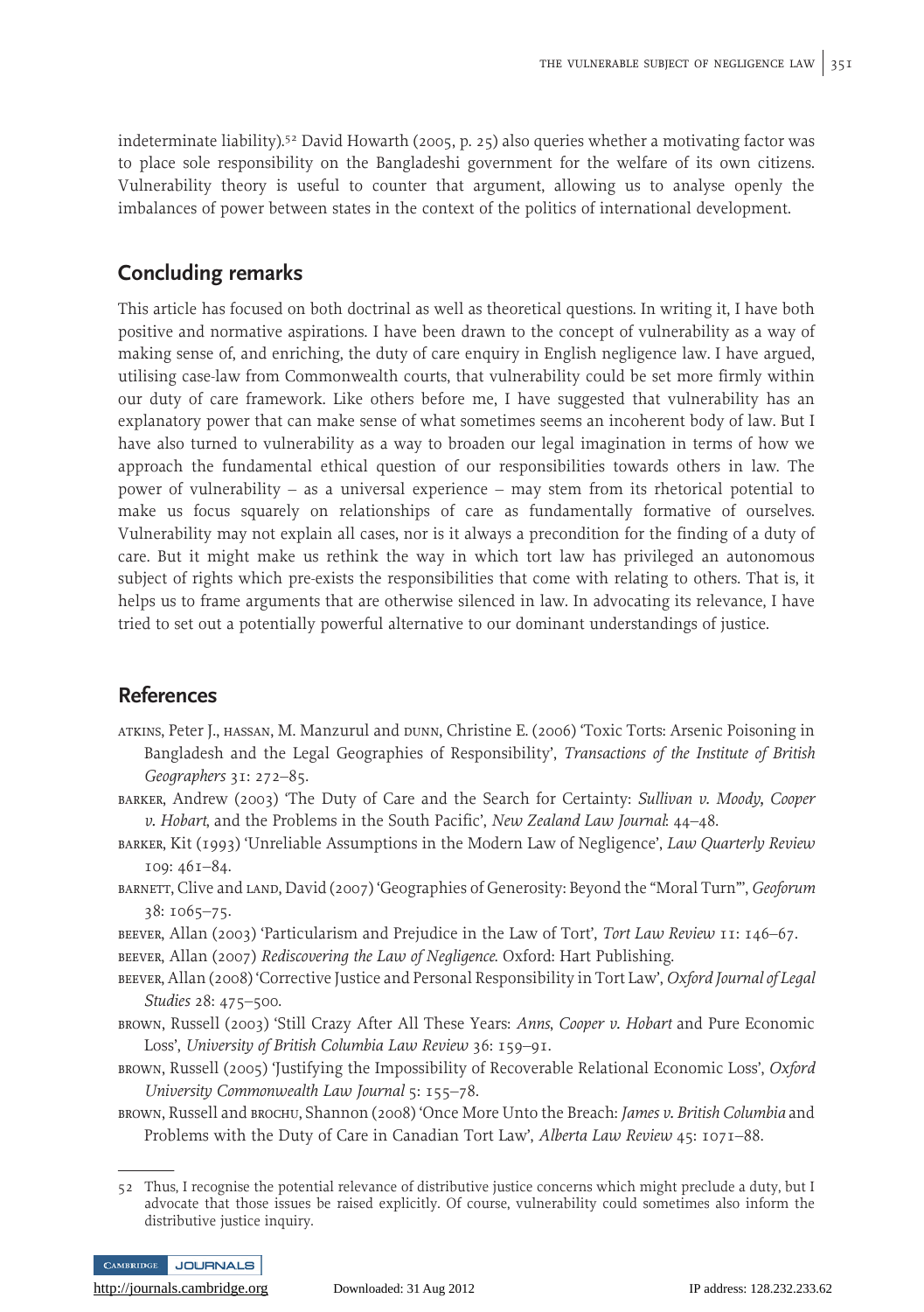indeterminate liability).[52] David Howarth (2005, p. 25) also queries whether a motivating factor was to place sole responsibility on the Bangladeshi government for the welfare of its own citizens. Vulnerability theory is useful to counter that argument, allowing us to analyse openly the imbalances of power between states in the context of the politics of international development.

## Concluding remarks

This article has focused on both doctrinal as well as theoretical questions. In writing it, I have both positive and normative aspirations. I have been drawn to the concept of vulnerability as a way of making sense of, and enriching, the duty of care enquiry in English negligence law. I have argued, utilising case-law from Commonwealth courts, that vulnerability could be set more firmly within our duty of care framework. Like others before me, I have suggested that vulnerability has an explanatory power that can make sense of what sometimes seems an incoherent body of law. But I have also turned to vulnerability as a way to broaden our legal imagination in terms of how we approach the fundamental ethical question of our responsibilities towards others in law. The power of vulnerability – as a universal experience – may stem from its rhetorical potential to make us focus squarely on relationships of care as fundamentally formative of ourselves. Vulnerability may not explain all cases, nor is it always a precondition for the finding of a duty of care. But it might make us rethink the way in which tort law has privileged an autonomous subject of rights which pre-exists the responsibilities that come with relating to others. That is, it helps us to frame arguments that are otherwise silenced in law. In advocating its relevance, I have tried to set out a potentially powerful alternative to our dominant understandings of justice.

## References

ATKINS, Peter J., HASSAN, M. Manzurul and DUNN, Christine E. (2006) 'Toxic Torts: Arsenic Poisoning in Bangladesh and the Legal Geographies of Responsibility', *Transactions of the Institute of British Geographers* 31: 272–85.

BARKER, Andrew (2003) 'The Duty of Care and the Search for Certainty: *Sullivan v. Moody*, *Cooper v. Hobart*, and the Problems in the South Pacific', *New Zealand Law Journal*: 44–48.

BARKER, Kit (1993) 'Unreliable Assumptions in the Modern Law of Negligence', *Law Quarterly Review* 109: 461–84.

BARNETT, Clive and LAND, David (2007) 'Geographies of Generosity: Beyond the "Moral Turn"', *Geoforum* 38: 1065–75.

BEEVER, Allan (2003) 'Particularism and Prejudice in the Law of Tort', *Tort Law Review* 11: 146–67.

BEEVER, Allan (2007) *Rediscovering the Law of Negligence.* Oxford: Hart Publishing.

BEEVER, Allan (2008) 'Corrective Justice and Personal Responsibility in Tort Law', *Oxford Journal of Legal Studies* 28: 475–500.

BROWN, Russell (2003) 'Still Crazy After All These Years: *Anns*, *Cooper v. Hobart* and Pure Economic Loss', *University of British Columbia Law Review* 36: 159–91.

BROWN, Russell (2005) 'Justifying the Impossibility of Recoverable Relational Economic Loss', *Oxford University Commonwealth Law Journal* 5: 155–78.

BROWN, Russell and BROCHU, Shannon (2008) 'Once More Unto the Breach: *James v. British Columbia* and Problems with the Duty of Care in Canadian Tort Law', *Alberta Law Review* 45: 1071–88.

---

52 Thus, I recognise the potential relevance of distributive justice concerns which might preclude a duty, but I advocate that those issues be raised explicitly. Of course, vulnerability could sometimes also inform the distributive justice inquiry.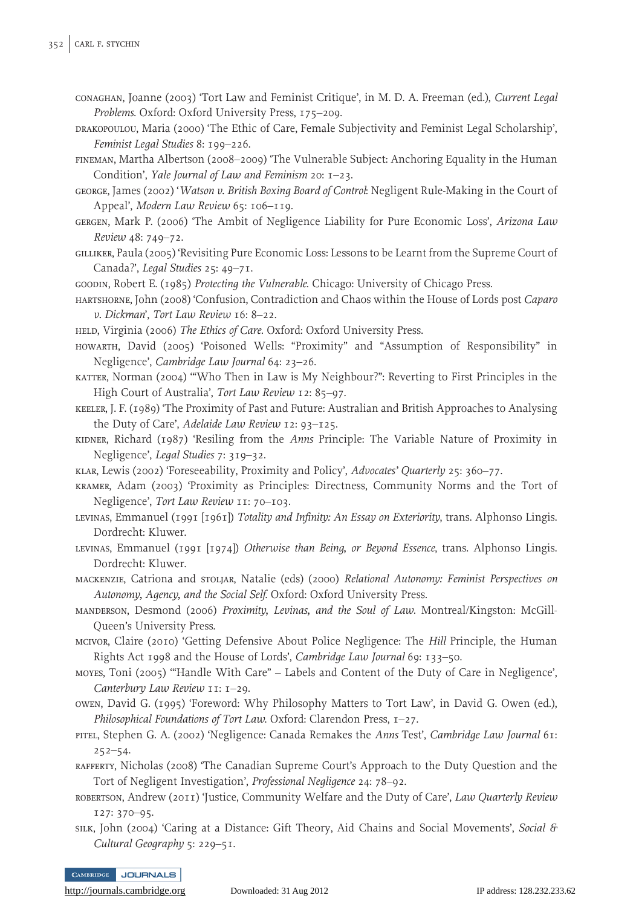CONAGHAN, Joanne (2003) 'Tort Law and Feminist Critique', in M. D. A. Freeman (ed.), *Current Legal Problems*. Oxford: Oxford University Press, 175–209.

DRAKOPOULOU, Maria (2000) 'The Ethic of Care, Female Subjectivity and Feminist Legal Scholarship', *Feminist Legal Studies* 8: 199–226.

FINEMAN, Martha Albertson (2008–2009) 'The Vulnerable Subject: Anchoring Equality in the Human Condition', *Yale Journal of Law and Feminism* 20: 1–23.

GEORGE, James (2002) '*Watson v. British Boxing Board of Control*: Negligent Rule-Making in the Court of Appeal', *Modern Law Review* 65: 106–119.

GERGEN, Mark P. (2006) 'The Ambit of Negligence Liability for Pure Economic Loss', *Arizona Law Review* 48: 749–72.

GILLIKER, Paula (2005) 'Revisiting Pure Economic Loss: Lessons to be Learnt from the Supreme Court of Canada?', *Legal Studies* 25: 49–71.

GOODIN, Robert E. (1985) *Protecting the Vulnerable*. Chicago: University of Chicago Press.

HARTSHORNE, John (2008) 'Confusion, Contradiction and Chaos within the House of Lords post *Caparo v. Dickman*', *Tort Law Review* 16: 8–22.

HELD, Virginia (2006) *The Ethics of Care*. Oxford: Oxford University Press.

HOWARTH, David (2005) 'Poisoned Wells: "Proximity" and "Assumption of Responsibility" in Negligence', *Cambridge Law Journal* 64: 23–26.

KATTER, Norman (2004) '"Who Then in Law is My Neighbour?": Reverting to First Principles in the High Court of Australia', *Tort Law Review* 12: 85–97.

KEELER, J. F. (1989) 'The Proximity of Past and Future: Australian and British Approaches to Analysing the Duty of Care', *Adelaide Law Review* 12: 93–125.

KIDNER, Richard (1987) 'Resiling from the *Anns* Principle: The Variable Nature of Proximity in Negligence', *Legal Studies* 7: 319–32.

KLAR, Lewis (2002) 'Foreseeability, Proximity and Policy', *Advocates' Quarterly* 25: 360–77.

KRAMER, Adam (2003) 'Proximity as Principles: Directness, Community Norms and the Tort of Negligence', *Tort Law Review* 11: 70–103.

LEVINAS, Emmanuel (1991 [1961]) *Totality and Infinity: An Essay on Exteriority*, trans. Alphonso Lingis. Dordrecht: Kluwer.

LEVINAS, Emmanuel (1991 [1974]) *Otherwise than Being, or Beyond Essence*, trans. Alphonso Lingis. Dordrecht: Kluwer.

MACKENZIE, Catriona and STOLJAR, Natalie (eds) (2000) *Relational Autonomy: Feminist Perspectives on Autonomy, Agency, and the Social Self*. Oxford: Oxford University Press.

MANDERSON, Desmond (2006) *Proximity, Levinas, and the Soul of Law*. Montreal/Kingston: McGill-Queen's University Press.

MCIVOR, Claire (2010) 'Getting Defensive About Police Negligence: The *Hill* Principle, the Human Rights Act 1998 and the House of Lords', *Cambridge Law Journal* 69: 133–50.

MOYES, Toni (2005) '"Handle With Care" – Labels and Content of the Duty of Care in Negligence', *Canterbury Law Review* 11: 1–29.

OWEN, David G. (1995) 'Foreword: Why Philosophy Matters to Tort Law', in David G. Owen (ed.), *Philosophical Foundations of Tort Law*. Oxford: Clarendon Press, 1–27.

PITEL, Stephen G. A. (2002) 'Negligence: Canada Remakes the *Anns* Test', *Cambridge Law Journal* 61: 252–54.

RAFFERTY, Nicholas (2008) 'The Canadian Supreme Court's Approach to the Duty Question and the Tort of Negligent Investigation', *Professional Negligence* 24: 78–92.

ROBERTSON, Andrew (2011) 'Justice, Community Welfare and the Duty of Care', *Law Quarterly Review* 127: 370–95.

SILK, John (2004) 'Caring at a Distance: Gift Theory, Aid Chains and Social Movements', *Social & Cultural Geography* 5: 229–51.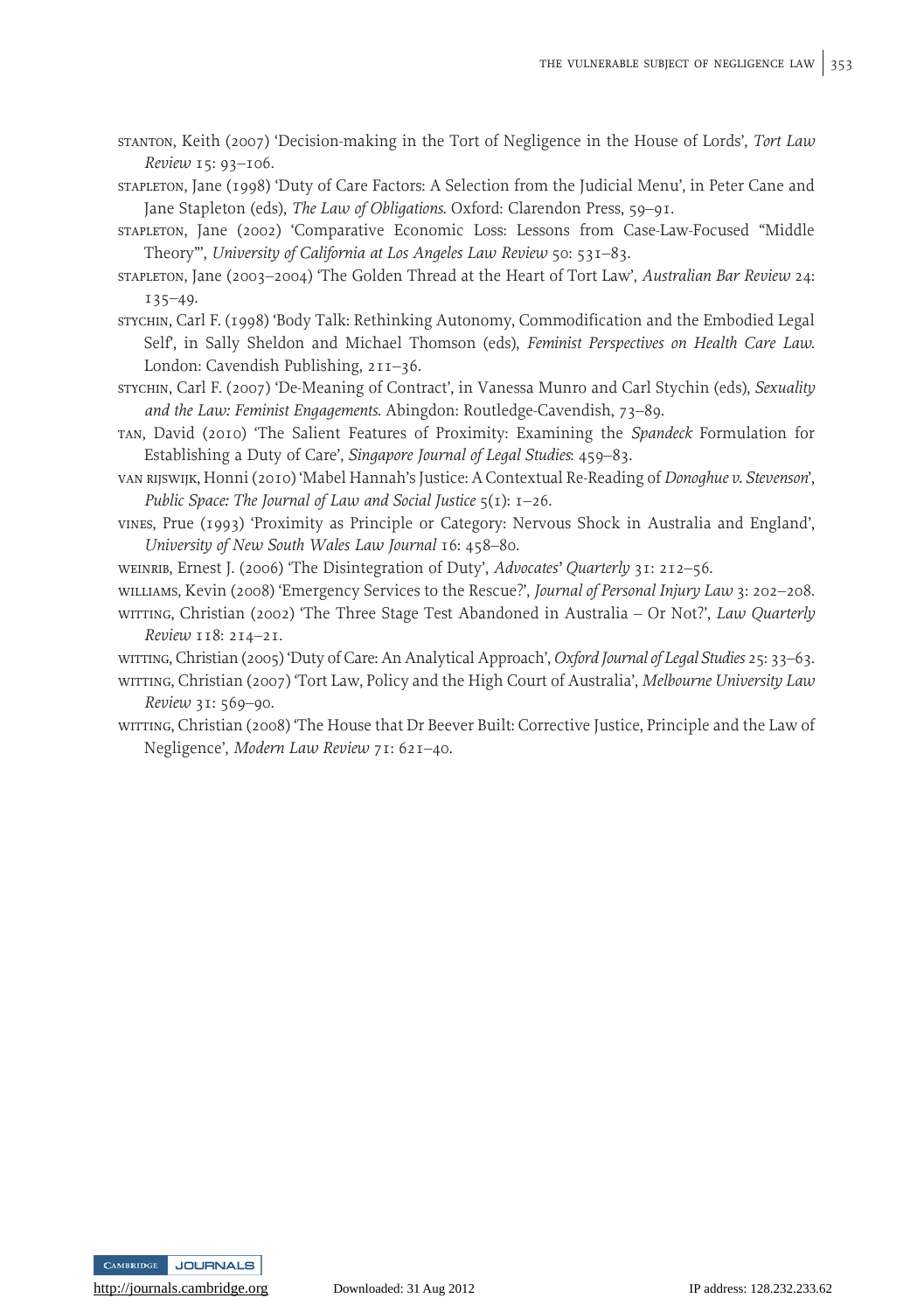STANTON, Keith (2007) 'Decision-making in the Tort of Negligence in the House of Lords', *Tort Law Review* 15: 93–106.

STAPLETON, Jane (1998) 'Duty of Care Factors: A Selection from the Judicial Menu', in Peter Cane and Jane Stapleton (eds), *The Law of Obligations*. Oxford: Clarendon Press, 59–91.

STAPLETON, Jane (2002) 'Comparative Economic Loss: Lessons from Case-Law-Focused "Middle Theory"', *University of California at Los Angeles Law Review* 50: 531–83.

STAPLETON, Jane (2003–2004) 'The Golden Thread at the Heart of Tort Law', *Australian Bar Review* 24: 135–49.

STYCHIN, Carl F. (1998) 'Body Talk: Rethinking Autonomy, Commodification and the Embodied Legal Self', in Sally Sheldon and Michael Thomson (eds), *Feminist Perspectives on Health Care Law*. London: Cavendish Publishing, 211–36.

STYCHIN, Carl F. (2007) 'De-Meaning of Contract', in Vanessa Munro and Carl Stychin (eds), *Sexuality and the Law: Feminist Engagements*. Abingdon: Routledge-Cavendish, 73–89.

TAN, David (2010) 'The Salient Features of Proximity: Examining the *Spandeck* Formulation for Establishing a Duty of Care', *Singapore Journal of Legal Studies*: 459–83.

VAN RIJSWIJK, Honni (2010) 'Mabel Hannah's Justice: A Contextual Re-Reading of *Donoghue v. Stevenson*', *Public Space: The Journal of Law and Social Justice* 5(1): 1–26.

VINES, Prue (1993) 'Proximity as Principle or Category: Nervous Shock in Australia and England', *University of New South Wales Law Journal* 16: 458–80.

WEINRIB, Ernest J. (2006) 'The Disintegration of Duty', *Advocates' Quarterly* 31: 212–56.

WILLIAMS, Kevin (2008) 'Emergency Services to the Rescue?', *Journal of Personal Injury Law* 3: 202–208.

WITTING, Christian (2002) 'The Three Stage Test Abandoned in Australia – Or Not?', *Law Quarterly Review* 118: 214–21.

WITTING, Christian (2005) 'Duty of Care: An Analytical Approach', *Oxford Journal of Legal Studies* 25: 33–63.

WITTING, Christian (2007) 'Tort Law, Policy and the High Court of Australia', *Melbourne University Law Review* 31: 569–90.

WITTING, Christian (2008) 'The House that Dr Beever Built: Corrective Justice, Principle and the Law of Negligence', *Modern Law Review* 71: 621–40.